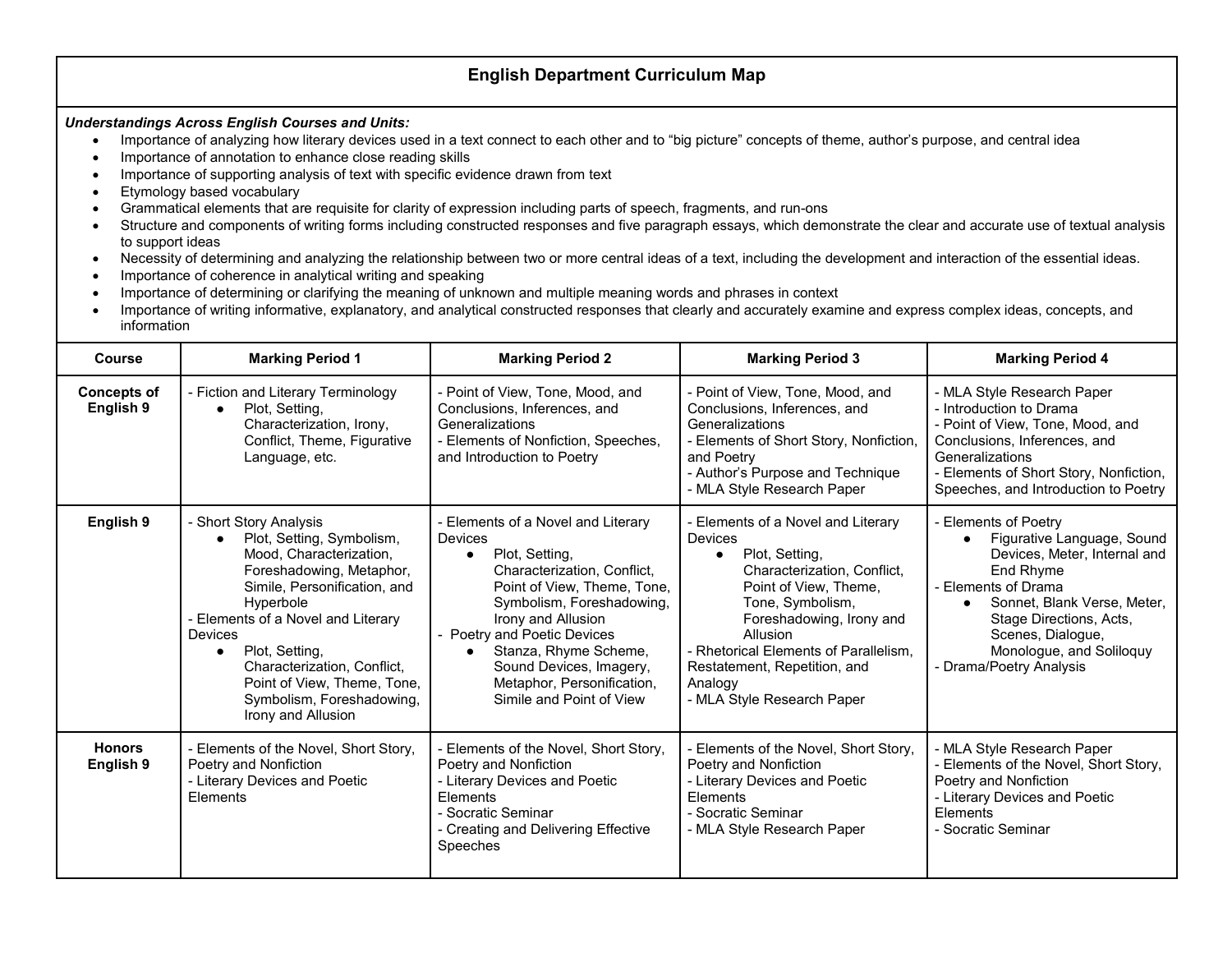# English Department Curriculum Map

***Understandings Across English Courses and Units:***

- Importance of analyzing how literary devices used in a text connect to each other and to "big picture" concepts of theme, author's purpose, and central idea
- Importance of annotation to enhance close reading skills
- Importance of supporting analysis of text with specific evidence drawn from text
- Etymology based vocabulary
- Grammatical elements that are requisite for clarity of expression including parts of speech, fragments, and run-ons
- Structure and components of writing forms including constructed responses and five paragraph essays, which demonstrate the clear and accurate use of textual analysis to support ideas
- Necessity of determining and analyzing the relationship between two or more central ideas of a text, including the development and interaction of the essential ideas.
- Importance of coherence in analytical writing and speaking
- Importance of determining or clarifying the meaning of unknown and multiple meaning words and phrases in context
- Importance of writing informative, explanatory, and analytical constructed responses that clearly and accurately examine and express complex ideas, concepts, and information

| Course | Marking Period 1 | Marking Period 2 | Marking Period 3 | Marking Period 4 |
|---|---|---|---|---|
| **Concepts of English 9** | - Fiction and Literary Terminology<br>• Plot, Setting, Characterization, Irony, Conflict, Theme, Figurative Language, etc. | - Point of View, Tone, Mood, and Conclusions, Inferences, and Generalizations<br>- Elements of Nonfiction, Speeches, and Introduction to Poetry | - Point of View, Tone, Mood, and Conclusions, Inferences, and Generalizations<br>- Elements of Short Story, Nonfiction, and Poetry<br>- Author's Purpose and Technique<br>- MLA Style Research Paper | - MLA Style Research Paper<br>- Introduction to Drama<br>- Point of View, Tone, Mood, and Conclusions, Inferences, and Generalizations<br>- Elements of Short Story, Nonfiction, Speeches, and Introduction to Poetry |
| **English 9** | - Short Story Analysis<br>• Plot, Setting, Symbolism, Mood, Characterization, Foreshadowing, Metaphor, Simile, Personification, and Hyperbole<br>- Elements of a Novel and Literary Devices<br>• Plot, Setting, Characterization, Conflict, Point of View, Theme, Tone, Symbolism, Foreshadowing, Irony and Allusion | - Elements of a Novel and Literary Devices<br>• Plot, Setting, Characterization, Conflict, Point of View, Theme, Tone, Symbolism, Foreshadowing, Irony and Allusion<br>- Poetry and Poetic Devices<br>• Stanza, Rhyme Scheme, Sound Devices, Imagery, Metaphor, Personification, Simile and Point of View | - Elements of a Novel and Literary Devices<br>• Plot, Setting, Characterization, Conflict, Point of View, Theme, Tone, Symbolism, Foreshadowing, Irony and Allusion<br>- Rhetorical Elements of Parallelism, Restatement, Repetition, and Analogy<br>- MLA Style Research Paper | - Elements of Poetry<br>• Figurative Language, Sound Devices, Meter, Internal and End Rhyme<br>- Elements of Drama<br>• Sonnet, Blank Verse, Meter, Stage Directions, Acts, Scenes, Dialogue, Monologue, and Soliloquy<br>- Drama/Poetry Analysis |
| **Honors English 9** | - Elements of the Novel, Short Story, Poetry and Nonfiction<br>- Literary Devices and Poetic Elements | - Elements of the Novel, Short Story, Poetry and Nonfiction<br>- Literary Devices and Poetic Elements<br>- Socratic Seminar<br>- Creating and Delivering Effective Speeches | - Elements of the Novel, Short Story, Poetry and Nonfiction<br>- Literary Devices and Poetic Elements<br>- Socratic Seminar<br>- MLA Style Research Paper | - MLA Style Research Paper<br>- Elements of the Novel, Short Story, Poetry and Nonfiction<br>- Literary Devices and Poetic Elements<br>- Socratic Seminar |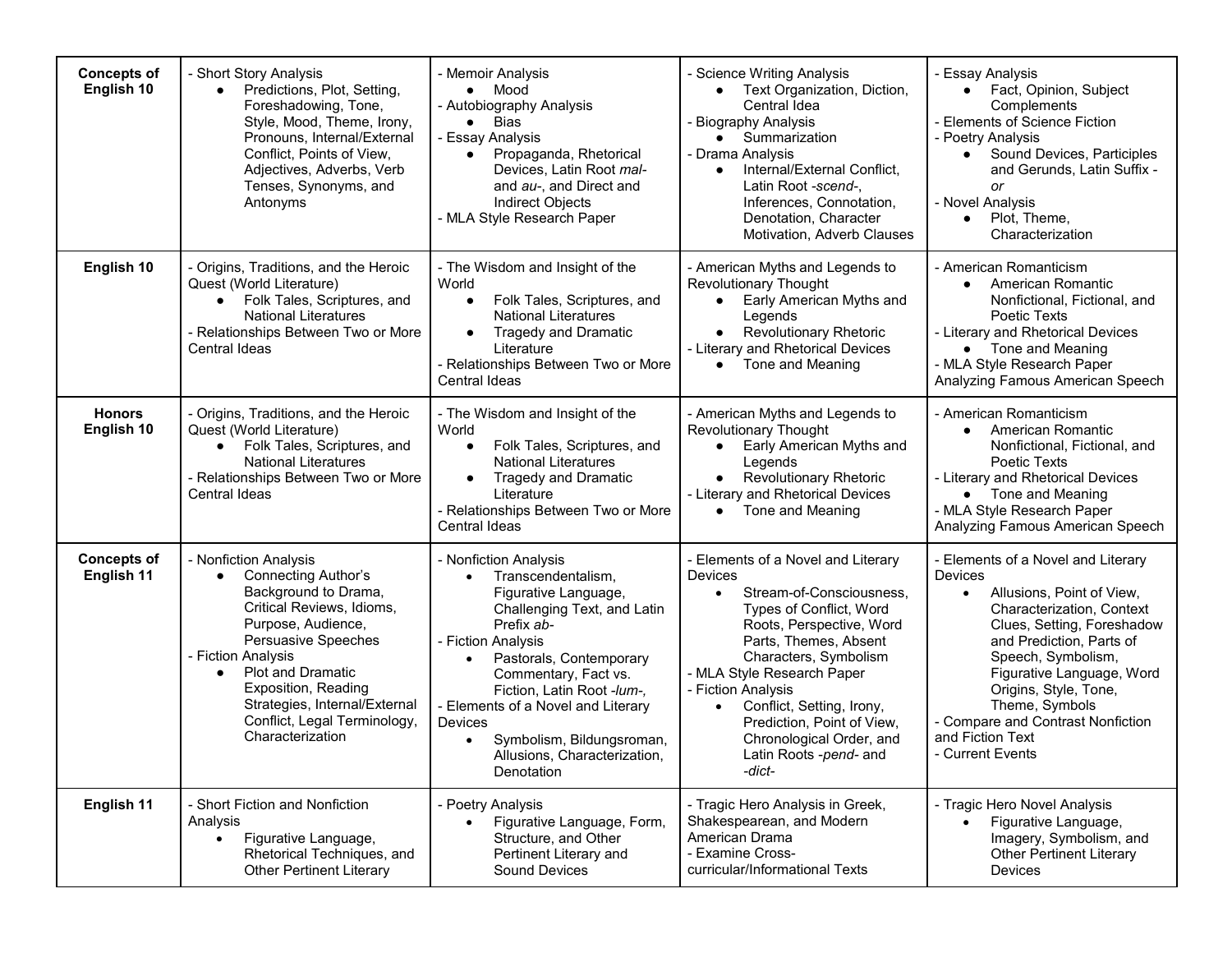| | | | | |
|---|---|---|---|---|
| **Concepts of English 10** | - Short Story Analysis<br>• Predictions, Plot, Setting, Foreshadowing, Tone, Style, Mood, Theme, Irony, Pronouns, Internal/External Conflict, Points of View, Adjectives, Adverbs, Verb Tenses, Synonyms, and Antonyms | - Memoir Analysis<br>• Mood<br>- Autobiography Analysis<br>• Bias<br>- Essay Analysis<br>• Propaganda, Rhetorical Devices, Latin Root *mal-* and *au-*, and Direct and Indirect Objects<br>- MLA Style Research Paper | - Science Writing Analysis<br>• Text Organization, Diction, Central Idea<br>- Biography Analysis<br>• Summarization<br>- Drama Analysis<br>• Internal/External Conflict, Latin Root *-scend-*, Inferences, Connotation, Denotation, Character Motivation, Adverb Clauses | - Essay Analysis<br>• Fact, Opinion, Subject Complements<br>- Elements of Science Fiction<br>- Poetry Analysis<br>• Sound Devices, Participles and Gerunds, Latin Suffix *-or*<br>- Novel Analysis<br>• Plot, Theme, Characterization |
| **English 10** | - Origins, Traditions, and the Heroic Quest (World Literature)<br>• Folk Tales, Scriptures, and National Literatures<br>- Relationships Between Two or More Central Ideas | - The Wisdom and Insight of the World<br>• Folk Tales, Scriptures, and National Literatures<br>• Tragedy and Dramatic Literature<br>- Relationships Between Two or More Central Ideas | - American Myths and Legends to Revolutionary Thought<br>• Early American Myths and Legends<br>• Revolutionary Rhetoric<br>- Literary and Rhetorical Devices<br>• Tone and Meaning | - American Romanticism<br>• American Romantic Nonfictional, Fictional, and Poetic Texts<br>- Literary and Rhetorical Devices<br>• Tone and Meaning<br>- MLA Style Research Paper Analyzing Famous American Speech |
| **Honors English 10** | - Origins, Traditions, and the Heroic Quest (World Literature)<br>• Folk Tales, Scriptures, and National Literatures<br>- Relationships Between Two or More Central Ideas | - The Wisdom and Insight of the World<br>• Folk Tales, Scriptures, and National Literatures<br>• Tragedy and Dramatic Literature<br>- Relationships Between Two or More Central Ideas | - American Myths and Legends to Revolutionary Thought<br>• Early American Myths and Legends<br>• Revolutionary Rhetoric<br>- Literary and Rhetorical Devices<br>• Tone and Meaning | - American Romanticism<br>• American Romantic Nonfictional, Fictional, and Poetic Texts<br>- Literary and Rhetorical Devices<br>• Tone and Meaning<br>- MLA Style Research Paper Analyzing Famous American Speech |
| **Concepts of English 11** | - Nonfiction Analysis<br>• Connecting Author's Background to Drama, Critical Reviews, Idioms, Purpose, Audience, Persuasive Speeches<br>- Fiction Analysis<br>• Plot and Dramatic Exposition, Reading Strategies, Internal/External Conflict, Legal Terminology, Characterization | - Nonfiction Analysis<br>• Transcendentalism, Figurative Language, Challenging Text, and Latin Prefix *ab-*<br>- Fiction Analysis<br>• Pastorals, Contemporary Commentary, Fact vs. Fiction, Latin Root *-lum-,*<br>- Elements of a Novel and Literary Devices<br>• Symbolism, Bildungsroman, Allusions, Characterization, Denotation | - Elements of a Novel and Literary Devices<br>• Stream-of-Consciousness, Types of Conflict, Word Roots, Perspective, Word Parts, Themes, Absent Characters, Symbolism<br>- MLA Style Research Paper<br>- Fiction Analysis<br>• Conflict, Setting, Irony, Prediction, Point of View, Chronological Order, and Latin Roots *-pend-* and *-dict-* | - Elements of a Novel and Literary Devices<br>• Allusions, Point of View, Characterization, Context Clues, Setting, Foreshadow and Prediction, Parts of Speech, Symbolism, Figurative Language, Word Origins, Style, Tone, Theme, Symbols<br>- Compare and Contrast Nonfiction and Fiction Text<br>- Current Events |
| **English 11** | - Short Fiction and Nonfiction Analysis<br>• Figurative Language, Rhetorical Techniques, and Other Pertinent Literary | - Poetry Analysis<br>• Figurative Language, Form, Structure, and Other Pertinent Literary and Sound Devices | - Tragic Hero Analysis in Greek, Shakespearean, and Modern American Drama<br>- Examine Cross-curricular/Informational Texts | - Tragic Hero Novel Analysis<br>• Figurative Language, Imagery, Symbolism, and Other Pertinent Literary Devices |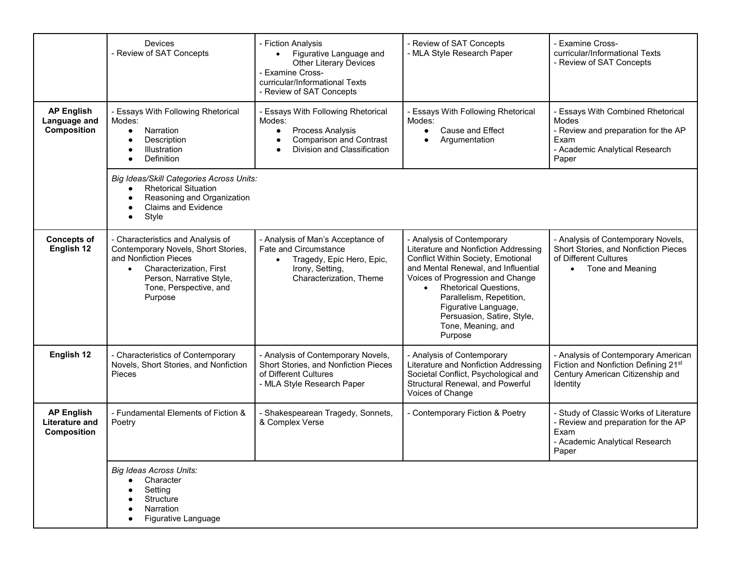| | | | | |
|---|---|---|---|---|
| | Devices<br>- Review of SAT Concepts | - Fiction Analysis<br>• Figurative Language and Other Literary Devices<br>- Examine Cross-curricular/Informational Texts<br>- Review of SAT Concepts | - Review of SAT Concepts<br>- MLA Style Research Paper | - Examine Cross-curricular/Informational Texts<br>- Review of SAT Concepts |
| **AP English Language and Composition** | - Essays With Following Rhetorical Modes:<br>• Narration<br>• Description<br>• Illustration<br>• Definition | - Essays With Following Rhetorical Modes:<br>• Process Analysis<br>• Comparison and Contrast<br>• Division and Classification | - Essays With Following Rhetorical Modes:<br>• Cause and Effect<br>• Argumentation | - Essays With Combined Rhetorical Modes<br>- Review and preparation for the AP Exam<br>- Academic Analytical Research Paper |
| | *Big Ideas/Skill Categories Across Units:*<br>• Rhetorical Situation<br>• Reasoning and Organization<br>• Claims and Evidence<br>• Style | | | |
| **Concepts of English 12** | - Characteristics and Analysis of Contemporary Novels, Short Stories, and Nonfiction Pieces<br>• Characterization, First Person, Narrative Style, Tone, Perspective, and Purpose | - Analysis of Man's Acceptance of Fate and Circumstance<br>• Tragedy, Epic Hero, Epic, Irony, Setting, Characterization, Theme | - Analysis of Contemporary Literature and Nonfiction Addressing Conflict Within Society, Emotional and Mental Renewal, and Influential Voices of Progression and Change<br>• Rhetorical Questions, Parallelism, Repetition, Figurative Language, Persuasion, Satire, Style, Tone, Meaning, and Purpose | - Analysis of Contemporary Novels, Short Stories, and Nonfiction Pieces of Different Cultures<br>• Tone and Meaning |
| **English 12** | - Characteristics of Contemporary Novels, Short Stories, and Nonfiction Pieces | - Analysis of Contemporary Novels, Short Stories, and Nonfiction Pieces of Different Cultures<br>- MLA Style Research Paper | - Analysis of Contemporary Literature and Nonfiction Addressing Societal Conflict, Psychological and Structural Renewal, and Powerful Voices of Change | - Analysis of Contemporary American Fiction and Nonfiction Defining 21st Century American Citizenship and Identity |
| **AP English Literature and Composition** | - Fundamental Elements of Fiction & Poetry | - Shakespearean Tragedy, Sonnets, & Complex Verse | - Contemporary Fiction & Poetry | - Study of Classic Works of Literature<br>- Review and preparation for the AP Exam<br>- Academic Analytical Research Paper |
| | *Big Ideas Across Units:*<br>• Character<br>• Setting<br>• Structure<br>• Narration<br>• Figurative Language | | | |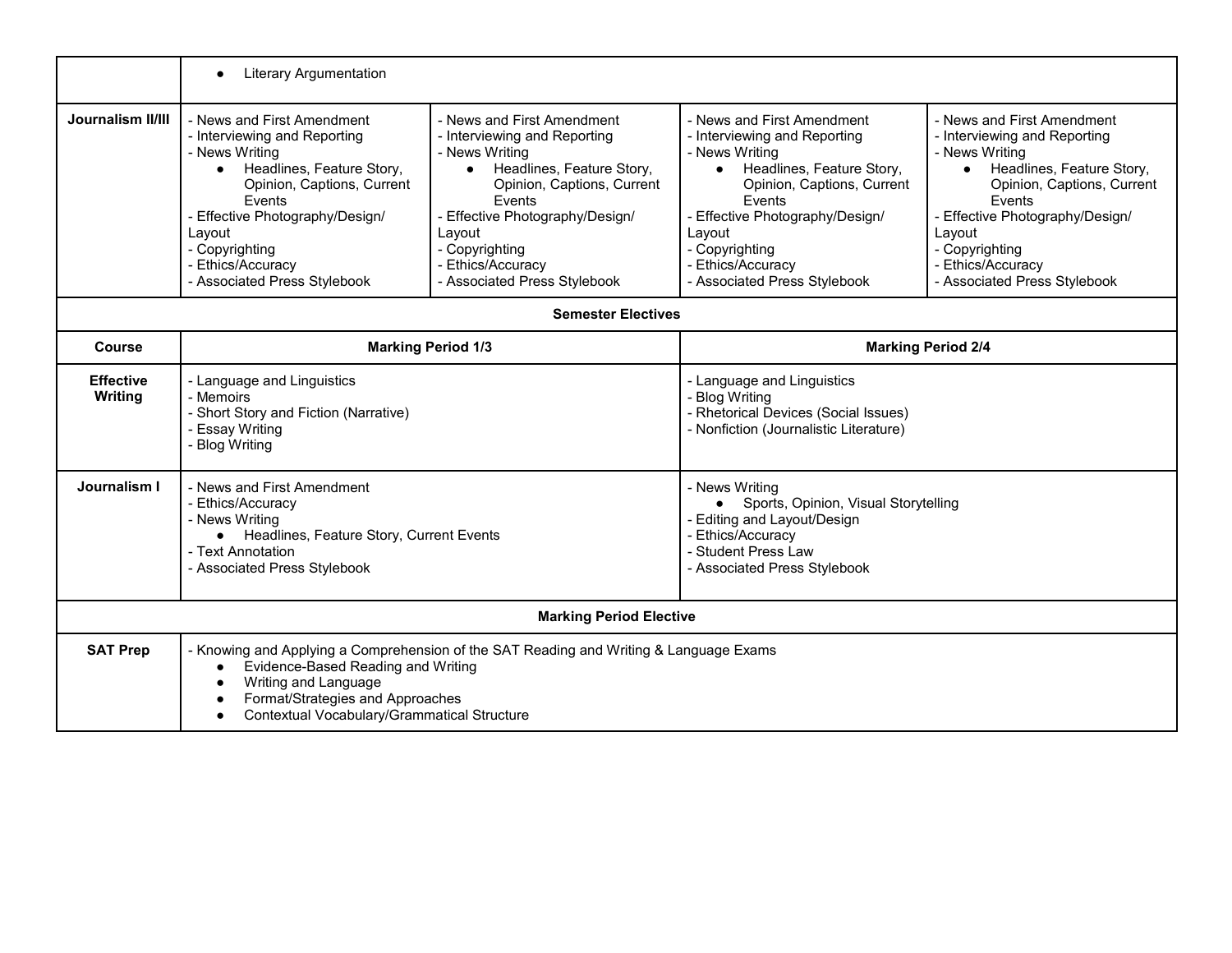| | | | | |
|---|---|---|---|---|
| | ● Literary Argumentation | | | |
| **Journalism II/III** | - News and First Amendment<br>- Interviewing and Reporting<br>- News Writing<br>● Headlines, Feature Story, Opinion, Captions, Current Events<br>- Effective Photography/Design/ Layout<br>- Copyrighting<br>- Ethics/Accuracy<br>- Associated Press Stylebook | - News and First Amendment<br>- Interviewing and Reporting<br>- News Writing<br>● Headlines, Feature Story, Opinion, Captions, Current Events<br>- Effective Photography/Design/ Layout<br>- Copyrighting<br>- Ethics/Accuracy<br>- Associated Press Stylebook | - News and First Amendment<br>- Interviewing and Reporting<br>- News Writing<br>● Headlines, Feature Story, Opinion, Captions, Current Events<br>- Effective Photography/Design/ Layout<br>- Copyrighting<br>- Ethics/Accuracy<br>- Associated Press Stylebook | - News and First Amendment<br>- Interviewing and Reporting<br>- News Writing<br>● Headlines, Feature Story, Opinion, Captions, Current Events<br>- Effective Photography/Design/ Layout<br>- Copyrighting<br>- Ethics/Accuracy<br>- Associated Press Stylebook |

| **Semester Electives** | | |
|---|---|---|
| **Course** | **Marking Period 1/3** | **Marking Period 2/4** |
| **Effective Writing** | - Language and Linguistics<br>- Memoirs<br>- Short Story and Fiction (Narrative)<br>- Essay Writing<br>- Blog Writing | - Language and Linguistics<br>- Blog Writing<br>- Rhetorical Devices (Social Issues)<br>- Nonfiction (Journalistic Literature) |
| **Journalism I** | - News and First Amendment<br>- Ethics/Accuracy<br>- News Writing<br>● Headlines, Feature Story, Current Events<br>- Text Annotation<br>- Associated Press Stylebook | - News Writing<br>● Sports, Opinion, Visual Storytelling<br>- Editing and Layout/Design<br>- Ethics/Accuracy<br>- Student Press Law<br>- Associated Press Stylebook |

| **Marking Period Elective** | |
|---|---|
| **SAT Prep** | - Knowing and Applying a Comprehension of the SAT Reading and Writing & Language Exams<br>● Evidence-Based Reading and Writing<br>● Writing and Language<br>● Format/Strategies and Approaches<br>● Contextual Vocabulary/Grammatical Structure |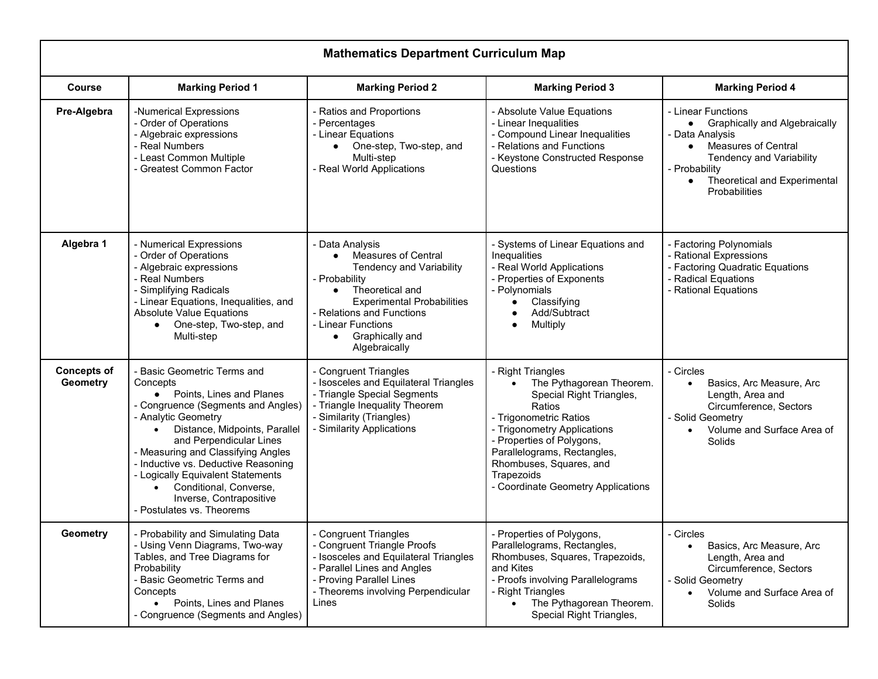| Mathematics Department Curriculum Map | | | | |
|---|---|---|---|---|
| **Course** | **Marking Period 1** | **Marking Period 2** | **Marking Period 3** | **Marking Period 4** |
| **Pre-Algebra** | -Numerical Expressions<br>- Order of Operations<br>- Algebraic expressions<br>- Real Numbers<br>- Least Common Multiple<br>- Greatest Common Factor | - Ratios and Proportions<br>- Percentages<br>- Linear Equations<br>• One-step, Two-step, and Multi-step<br>- Real World Applications | - Absolute Value Equations<br>- Linear Inequalities<br>- Compound Linear Inequalities<br>- Relations and Functions<br>- Keystone Constructed Response Questions | - Linear Functions<br>• Graphically and Algebraically<br>- Data Analysis<br>• Measures of Central Tendency and Variability<br>- Probability<br>• Theoretical and Experimental Probabilities |
| **Algebra 1** | - Numerical Expressions<br>- Order of Operations<br>- Algebraic expressions<br>- Real Numbers<br>- Simplifying Radicals<br>- Linear Equations, Inequalities, and Absolute Value Equations<br>• One-step, Two-step, and Multi-step | - Data Analysis<br>• Measures of Central Tendency and Variability<br>- Probability<br>• Theoretical and Experimental Probabilities<br>- Relations and Functions<br>- Linear Functions<br>• Graphically and Algebraically | - Systems of Linear Equations and Inequalities<br>- Real World Applications<br>- Properties of Exponents<br>- Polynomials<br>• Classifying<br>• Add/Subtract<br>• Multiply | - Factoring Polynomials<br>- Rational Expressions<br>- Factoring Quadratic Equations<br>- Radical Equations<br>- Rational Equations |
| **Concepts of Geometry** | - Basic Geometric Terms and Concepts<br>• Points, Lines and Planes<br>- Congruence (Segments and Angles)<br>- Analytic Geometry<br>• Distance, Midpoints, Parallel and Perpendicular Lines<br>- Measuring and Classifying Angles<br>- Inductive vs. Deductive Reasoning<br>- Logically Equivalent Statements<br>• Conditional, Converse, Inverse, Contrapositive<br>- Postulates vs. Theorems | - Congruent Triangles<br>- Isosceles and Equilateral Triangles<br>- Triangle Special Segments<br>- Triangle Inequality Theorem<br>- Similarity (Triangles)<br>- Similarity Applications | - Right Triangles<br>• The Pythagorean Theorem. Special Right Triangles, Ratios<br>- Trigonometric Ratios<br>- Trigonometry Applications<br>- Properties of Polygons, Parallelograms, Rectangles, Rhombuses, Squares, and Trapezoids<br>- Coordinate Geometry Applications | - Circles<br>• Basics, Arc Measure, Arc Length, Area and Circumference, Sectors<br>- Solid Geometry<br>• Volume and Surface Area of Solids |
| **Geometry** | - Probability and Simulating Data<br>- Using Venn Diagrams, Two-way Tables, and Tree Diagrams for Probability<br>- Basic Geometric Terms and Concepts<br>• Points, Lines and Planes<br>- Congruence (Segments and Angles) | - Congruent Triangles<br>- Congruent Triangle Proofs<br>- Isosceles and Equilateral Triangles<br>- Parallel Lines and Angles<br>- Proving Parallel Lines<br>- Theorems involving Perpendicular Lines | - Properties of Polygons, Parallelograms, Rectangles, Rhombuses, Squares, Trapezoids, and Kites<br>- Proofs involving Parallelograms<br>- Right Triangles<br>• The Pythagorean Theorem. Special Right Triangles, | - Circles<br>• Basics, Arc Measure, Arc Length, Area and Circumference, Sectors<br>- Solid Geometry<br>• Volume and Surface Area of Solids |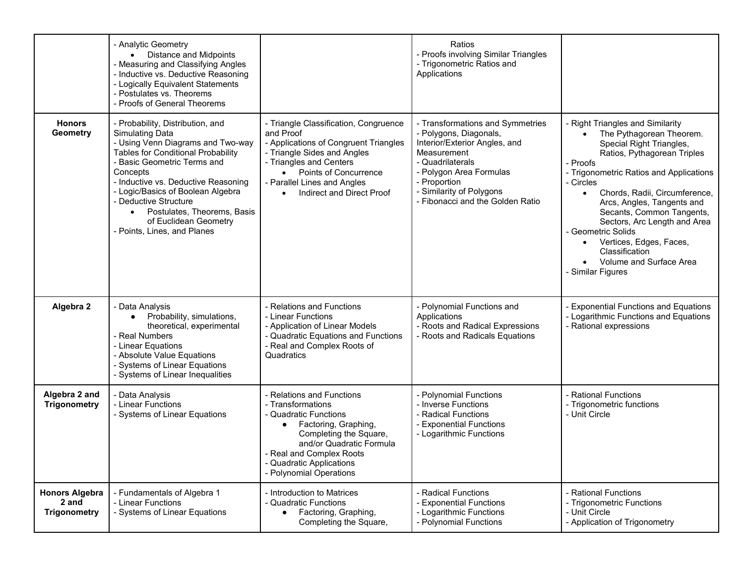| | | | | |
|---|---|---|---|---|
| | - Analytic Geometry<br>• Distance and Midpoints<br>- Measuring and Classifying Angles<br>- Inductive vs. Deductive Reasoning<br>- Logically Equivalent Statements<br>- Postulates vs. Theorems<br>- Proofs of General Theorems | | Ratios<br>- Proofs involving Similar Triangles<br>- Trigonometric Ratios and Applications | |
| **Honors Geometry** | - Probability, Distribution, and Simulating Data<br>- Using Venn Diagrams and Two-way Tables for Conditional Probability<br>- Basic Geometric Terms and Concepts<br>- Inductive vs. Deductive Reasoning<br>- Logic/Basics of Boolean Algebra<br>- Deductive Structure<br>• Postulates, Theorems, Basis of Euclidean Geometry<br>- Points, Lines, and Planes | - Triangle Classification, Congruence and Proof<br>- Applications of Congruent Triangles<br>- Triangle Sides and Angles<br>- Triangles and Centers<br>• Points of Concurrence<br>- Parallel Lines and Angles<br>• Indirect and Direct Proof | - Transformations and Symmetries<br>- Polygons, Diagonals, Interior/Exterior Angles, and Measurement<br>- Quadrilaterals<br>- Polygon Area Formulas<br>- Proportion<br>- Similarity of Polygons<br>- Fibonacci and the Golden Ratio | - Right Triangles and Similarity<br>• The Pythagorean Theorem. Special Right Triangles, Ratios, Pythagorean Triples<br>- Proofs<br>- Trigonometric Ratios and Applications<br>- Circles<br>• Chords, Radii, Circumference, Arcs, Angles, Tangents and Secants, Common Tangents, Sectors, Arc Length and Area<br>- Geometric Solids<br>• Vertices, Edges, Faces, Classification<br>• Volume and Surface Area<br>- Similar Figures |
| **Algebra 2** | - Data Analysis<br>• Probability, simulations, theoretical, experimental<br>- Real Numbers<br>- Linear Equations<br>- Absolute Value Equations<br>- Systems of Linear Equations<br>- Systems of Linear Inequalities | - Relations and Functions<br>- Linear Functions<br>- Application of Linear Models<br>- Quadratic Equations and Functions<br>- Real and Complex Roots of Quadratics | - Polynomial Functions and Applications<br>- Roots and Radical Expressions<br>- Roots and Radicals Equations | - Exponential Functions and Equations<br>- Logarithmic Functions and Equations<br>- Rational expressions |
| **Algebra 2 and Trigonometry** | - Data Analysis<br>- Linear Functions<br>- Systems of Linear Equations | - Relations and Functions<br>- Transformations<br>- Quadratic Functions<br>• Factoring, Graphing, Completing the Square, and/or Quadratic Formula<br>- Real and Complex Roots<br>- Quadratic Applications<br>- Polynomial Operations | - Polynomial Functions<br>- Inverse Functions<br>- Radical Functions<br>- Exponential Functions<br>- Logarithmic Functions | - Rational Functions<br>- Trigonometric functions<br>- Unit Circle |
| **Honors Algebra 2 and Trigonometry** | - Fundamentals of Algebra 1<br>- Linear Functions<br>- Systems of Linear Equations | - Introduction to Matrices<br>- Quadratic Functions<br>• Factoring, Graphing, Completing the Square, | - Radical Functions<br>- Exponential Functions<br>- Logarithmic Functions<br>- Polynomial Functions | - Rational Functions<br>- Trigonometric Functions<br>- Unit Circle<br>- Application of Trigonometry |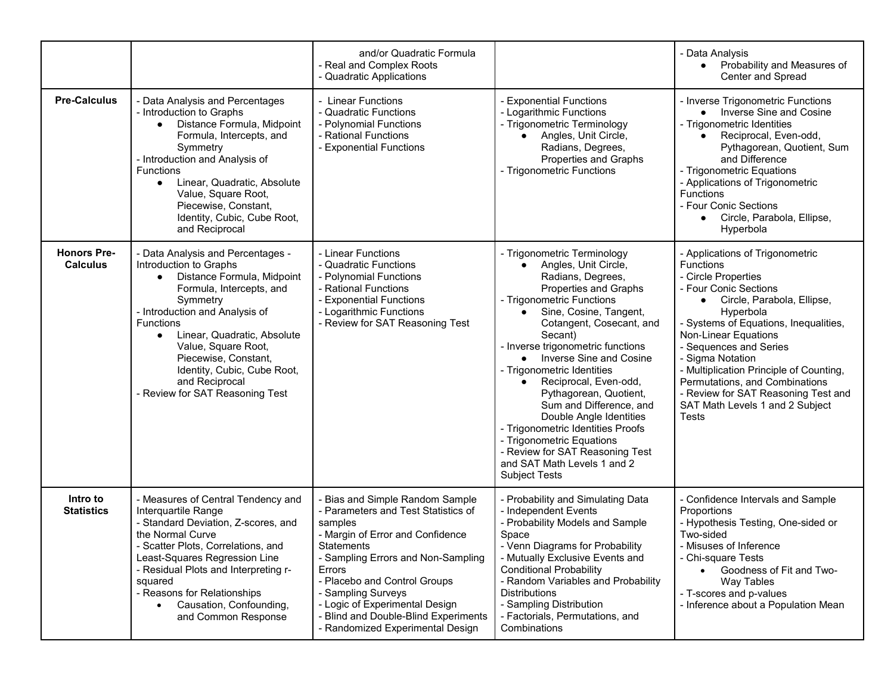| | | | | |
|---|---|---|---|---|
| | | and/or Quadratic Formula<br>- Real and Complex Roots<br>- Quadratic Applications | | - Data Analysis<br>● Probability and Measures of Center and Spread |
| **Pre-Calculus** | - Data Analysis and Percentages<br>- Introduction to Graphs<br>● Distance Formula, Midpoint Formula, Intercepts, and Symmetry<br>- Introduction and Analysis of Functions<br>● Linear, Quadratic, Absolute Value, Square Root, Piecewise, Constant, Identity, Cubic, Cube Root, and Reciprocal | - Linear Functions<br>- Quadratic Functions<br>- Polynomial Functions<br>- Rational Functions<br>- Exponential Functions | - Exponential Functions<br>- Logarithmic Functions<br>- Trigonometric Terminology<br>● Angles, Unit Circle, Radians, Degrees, Properties and Graphs<br>- Trigonometric Functions | - Inverse Trigonometric Functions<br>● Inverse Sine and Cosine<br>- Trigonometric Identities<br>● Reciprocal, Even-odd, Pythagorean, Quotient, Sum and Difference<br>- Trigonometric Equations<br>- Applications of Trigonometric Functions<br>- Four Conic Sections<br>● Circle, Parabola, Ellipse, Hyperbola |
| **Honors Pre-Calculus** | - Data Analysis and Percentages - Introduction to Graphs<br>● Distance Formula, Midpoint Formula, Intercepts, and Symmetry<br>- Introduction and Analysis of Functions<br>● Linear, Quadratic, Absolute Value, Square Root, Piecewise, Constant, Identity, Cubic, Cube Root, and Reciprocal<br>- Review for SAT Reasoning Test | - Linear Functions<br>- Quadratic Functions<br>- Polynomial Functions<br>- Rational Functions<br>- Exponential Functions<br>- Logarithmic Functions<br>- Review for SAT Reasoning Test | - Trigonometric Terminology<br>● Angles, Unit Circle, Radians, Degrees, Properties and Graphs<br>- Trigonometric Functions<br>● Sine, Cosine, Tangent, Cotangent, Cosecant, and Secant)<br>- Inverse trigonometric functions<br>● Inverse Sine and Cosine<br>- Trigonometric Identities<br>● Reciprocal, Even-odd, Pythagorean, Quotient, Sum and Difference, and Double Angle Identities<br>- Trigonometric Identities Proofs<br>- Trigonometric Equations<br>- Review for SAT Reasoning Test and SAT Math Levels 1 and 2 Subject Tests | - Applications of Trigonometric Functions<br>- Circle Properties<br>- Four Conic Sections<br>● Circle, Parabola, Ellipse, Hyperbola<br>- Systems of Equations, Inequalities, Non-Linear Equations<br>- Sequences and Series<br>- Sigma Notation<br>- Multiplication Principle of Counting, Permutations, and Combinations<br>- Review for SAT Reasoning Test and SAT Math Levels 1 and 2 Subject Tests |
| **Intro to Statistics** | - Measures of Central Tendency and Interquartile Range<br>- Standard Deviation, Z-scores, and the Normal Curve<br>- Scatter Plots, Correlations, and Least-Squares Regression Line<br>- Residual Plots and Interpreting r-squared<br>- Reasons for Relationships<br>● Causation, Confounding, and Common Response | - Bias and Simple Random Sample<br>- Parameters and Test Statistics of samples<br>- Margin of Error and Confidence Statements<br>- Sampling Errors and Non-Sampling Errors<br>- Placebo and Control Groups<br>- Sampling Surveys<br>- Logic of Experimental Design<br>- Blind and Double-Blind Experiments<br>- Randomized Experimental Design | - Probability and Simulating Data<br>- Independent Events<br>- Probability Models and Sample Space<br>- Venn Diagrams for Probability<br>- Mutually Exclusive Events and Conditional Probability<br>- Random Variables and Probability Distributions<br>- Sampling Distribution<br>- Factorials, Permutations, and Combinations | - Confidence Intervals and Sample Proportions<br>- Hypothesis Testing, One-sided or Two-sided<br>- Misuses of Inference<br>- Chi-square Tests<br>● Goodness of Fit and Two-Way Tables<br>- T-scores and p-values<br>- Inference about a Population Mean |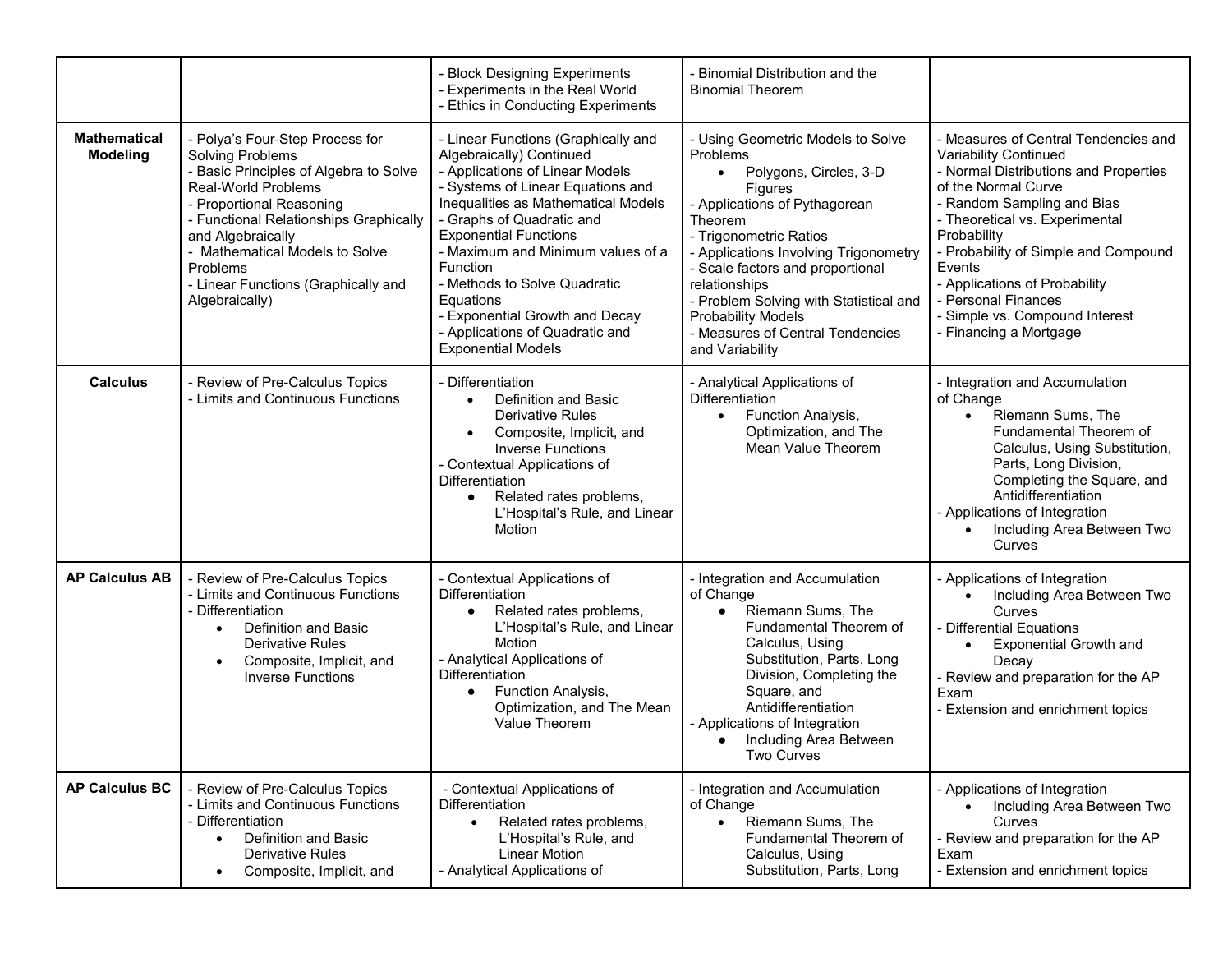| | | | | |
|---|---|---|---|---|
| | | - Block Designing Experiments<br>- Experiments in the Real World<br>- Ethics in Conducting Experiments | - Binomial Distribution and the Binomial Theorem | |
| **Mathematical Modeling** | - Polya's Four-Step Process for Solving Problems<br>- Basic Principles of Algebra to Solve Real-World Problems<br>- Proportional Reasoning<br>- Functional Relationships Graphically and Algebraically<br>- Mathematical Models to Solve Problems<br>- Linear Functions (Graphically and Algebraically) | - Linear Functions (Graphically and Algebraically) Continued<br>- Applications of Linear Models<br>- Systems of Linear Equations and Inequalities as Mathematical Models<br>- Graphs of Quadratic and Exponential Functions<br>- Maximum and Minimum values of a Function<br>- Methods to Solve Quadratic Equations<br>- Exponential Growth and Decay<br>- Applications of Quadratic and Exponential Models | - Using Geometric Models to Solve Problems<br>• Polygons, Circles, 3-D Figures<br>- Applications of Pythagorean Theorem<br>- Trigonometric Ratios<br>- Applications Involving Trigonometry<br>- Scale factors and proportional relationships<br>- Problem Solving with Statistical and Probability Models<br>- Measures of Central Tendencies and Variability | - Measures of Central Tendencies and Variability Continued<br>- Normal Distributions and Properties of the Normal Curve<br>- Random Sampling and Bias<br>- Theoretical vs. Experimental Probability<br>- Probability of Simple and Compound Events<br>- Applications of Probability<br>- Personal Finances<br>- Simple vs. Compound Interest<br>- Financing a Mortgage |
| **Calculus** | - Review of Pre-Calculus Topics<br>- Limits and Continuous Functions | - Differentiation<br>• Definition and Basic Derivative Rules<br>• Composite, Implicit, and Inverse Functions<br>- Contextual Applications of Differentiation<br>• Related rates problems, L'Hospital's Rule, and Linear Motion | - Analytical Applications of Differentiation<br>• Function Analysis, Optimization, and The Mean Value Theorem | - Integration and Accumulation of Change<br>• Riemann Sums, The Fundamental Theorem of Calculus, Using Substitution, Parts, Long Division, Completing the Square, and Antidifferentiation<br>- Applications of Integration<br>• Including Area Between Two Curves |
| **AP Calculus AB** | - Review of Pre-Calculus Topics<br>- Limits and Continuous Functions<br>- Differentiation<br>• Definition and Basic Derivative Rules<br>• Composite, Implicit, and Inverse Functions | - Contextual Applications of Differentiation<br>• Related rates problems, L'Hospital's Rule, and Linear Motion<br>- Analytical Applications of Differentiation<br>• Function Analysis, Optimization, and The Mean Value Theorem | - Integration and Accumulation of Change<br>• Riemann Sums, The Fundamental Theorem of Calculus, Using Substitution, Parts, Long Division, Completing the Square, and Antidifferentiation<br>- Applications of Integration<br>• Including Area Between Two Curves | - Applications of Integration<br>• Including Area Between Two Curves<br>- Differential Equations<br>• Exponential Growth and Decay<br>- Review and preparation for the AP Exam<br>- Extension and enrichment topics |
| **AP Calculus BC** | - Review of Pre-Calculus Topics<br>- Limits and Continuous Functions<br>- Differentiation<br>• Definition and Basic Derivative Rules<br>• Composite, Implicit, and | - Contextual Applications of Differentiation<br>• Related rates problems, L'Hospital's Rule, and Linear Motion<br>- Analytical Applications of | - Integration and Accumulation of Change<br>• Riemann Sums, The Fundamental Theorem of Calculus, Using Substitution, Parts, Long | - Applications of Integration<br>• Including Area Between Two Curves<br>- Review and preparation for the AP Exam<br>- Extension and enrichment topics |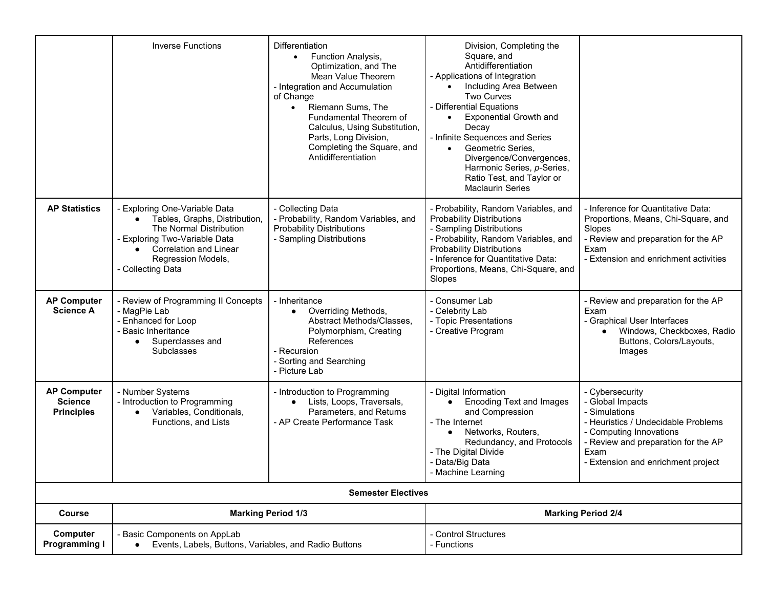| | | | | |
|---|---|---|---|---|
| | Inverse Functions | Differentiation<br>• Function Analysis, Optimization, and The Mean Value Theorem<br>- Integration and Accumulation of Change<br>• Riemann Sums, The Fundamental Theorem of Calculus, Using Substitution, Parts, Long Division, Completing the Square, and Antidifferentiation | Division, Completing the Square, and Antidifferentiation<br>- Applications of Integration<br>• Including Area Between Two Curves<br>- Differential Equations<br>• Exponential Growth and Decay<br>- Infinite Sequences and Series<br>• Geometric Series, Divergence/Convergences, Harmonic Series, *p*-Series, Ratio Test, and Taylor or Maclaurin Series | |
| **AP Statistics** | - Exploring One-Variable Data<br>• Tables, Graphs, Distribution, The Normal Distribution<br>- Exploring Two-Variable Data<br>• Correlation and Linear Regression Models,<br>- Collecting Data | - Collecting Data<br>- Probability, Random Variables, and Probability Distributions<br>- Sampling Distributions | - Probability, Random Variables, and Probability Distributions<br>- Sampling Distributions<br>- Probability, Random Variables, and Probability Distributions<br>- Inference for Quantitative Data: Proportions, Means, Chi-Square, and Slopes | - Inference for Quantitative Data: Proportions, Means, Chi-Square, and Slopes<br>- Review and preparation for the AP Exam<br>- Extension and enrichment activities |
| **AP Computer Science A** | - Review of Programming II Concepts<br>- MagPie Lab<br>- Enhanced for Loop<br>- Basic Inheritance<br>• Superclasses and Subclasses | - Inheritance<br>• Overriding Methods, Abstract Methods/Classes, Polymorphism, Creating References<br>- Recursion<br>- Sorting and Searching<br>- Picture Lab | - Consumer Lab<br>- Celebrity Lab<br>- Topic Presentations<br>- Creative Program | - Review and preparation for the AP Exam<br>- Graphical User Interfaces<br>• Windows, Checkboxes, Radio Buttons, Colors/Layouts, Images |
| **AP Computer Science Principles** | - Number Systems<br>- Introduction to Programming<br>• Variables, Conditionals, Functions, and Lists | - Introduction to Programming<br>• Lists, Loops, Traversals, Parameters, and Returns<br>- AP Create Performance Task | - Digital Information<br>• Encoding Text and Images and Compression<br>- The Internet<br>• Networks, Routers, Redundancy, and Protocols<br>- The Digital Divide<br>- Data/Big Data<br>- Machine Learning | - Cybersecurity<br>- Global Impacts<br>- Simulations<br>- Heuristics / Undecidable Problems<br>- Computing Innovations<br>- Review and preparation for the AP Exam<br>- Extension and enrichment project |

**Semester Electives**

| Course | Marking Period 1/3 | Marking Period 2/4 |
|---|---|---|
| **Computer Programming I** | - Basic Components on AppLab<br>• Events, Labels, Buttons, Variables, and Radio Buttons | - Control Structures<br>- Functions |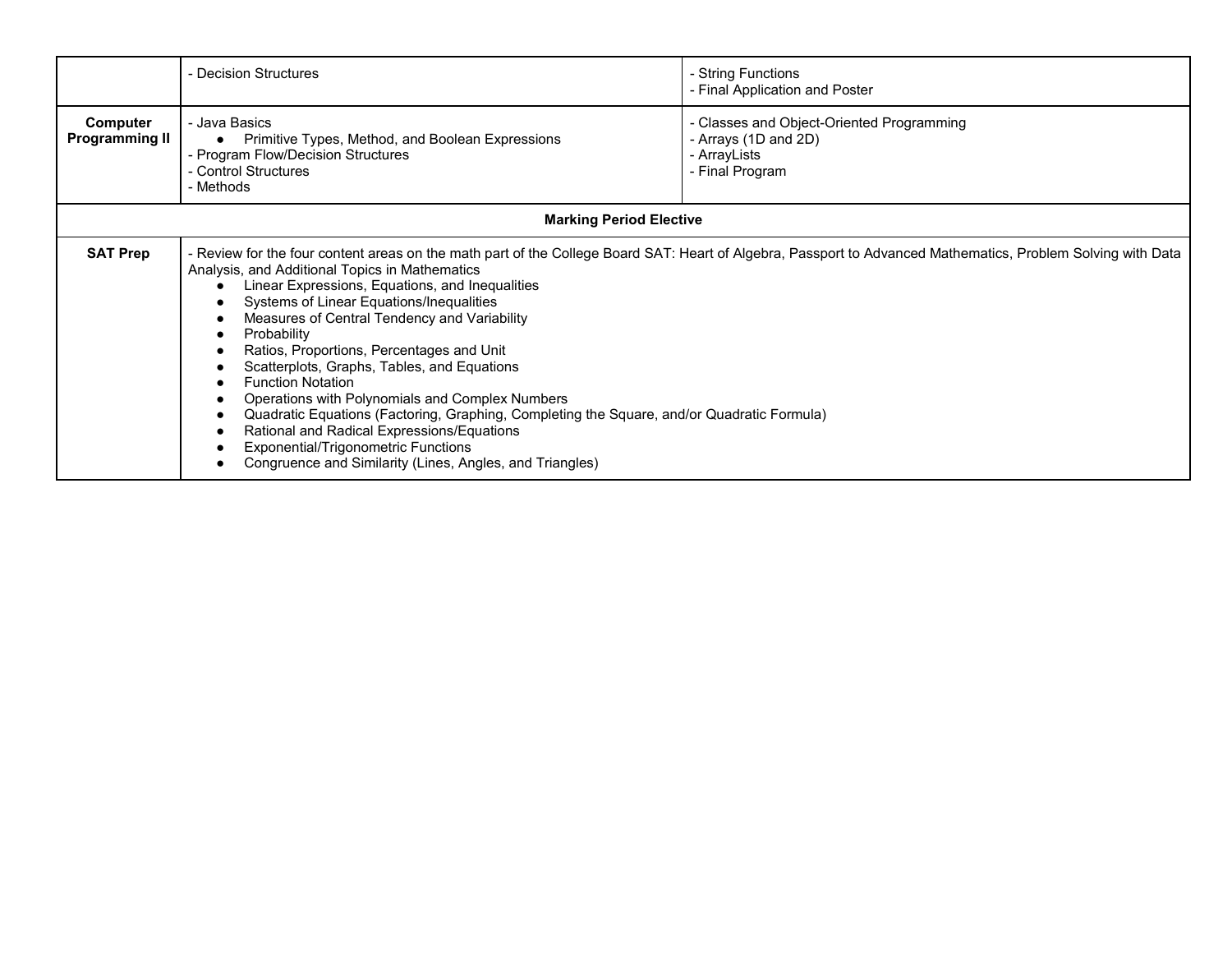| | | |
|---|---|---|
| | - Decision Structures | - String Functions<br>- Final Application and Poster |
| **Computer Programming II** | - Java Basics<br>• Primitive Types, Method, and Boolean Expressions<br>- Program Flow/Decision Structures<br>- Control Structures<br>- Methods | - Classes and Object-Oriented Programming<br>- Arrays (1D and 2D)<br>- ArrayLists<br>- Final Program |
| **Marking Period Elective** | | |
| **SAT Prep** | - Review for the four content areas on the math part of the College Board SAT: Heart of Algebra, Passport to Advanced Mathematics, Problem Solving with Data Analysis, and Additional Topics in Mathematics<br>• Linear Expressions, Equations, and Inequalities<br>• Systems of Linear Equations/Inequalities<br>• Measures of Central Tendency and Variability<br>• Probability<br>• Ratios, Proportions, Percentages and Unit<br>• Scatterplots, Graphs, Tables, and Equations<br>• Function Notation<br>• Operations with Polynomials and Complex Numbers<br>• Quadratic Equations (Factoring, Graphing, Completing the Square, and/or Quadratic Formula)<br>• Rational and Radical Expressions/Equations<br>• Exponential/Trigonometric Functions<br>• Congruence and Similarity (Lines, Angles, and Triangles) | |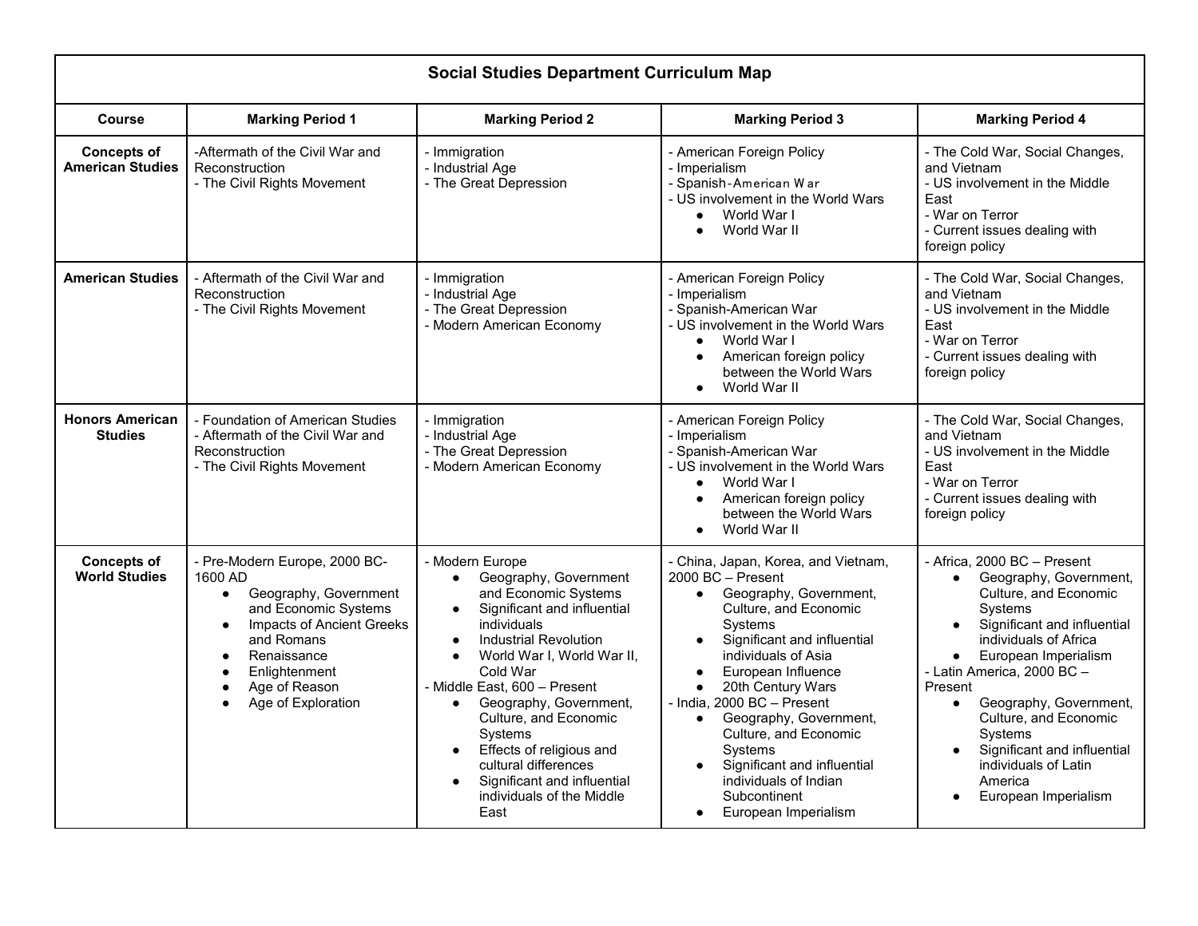| Social Studies Department Curriculum Map | | | | |
|---|---|---|---|---|
| **Course** | **Marking Period 1** | **Marking Period 2** | **Marking Period 3** | **Marking Period 4** |
| **Concepts of American Studies** | -Aftermath of the Civil War and Reconstruction<br>- The Civil Rights Movement | - Immigration<br>- Industrial Age<br>- The Great Depression | - American Foreign Policy<br>- Imperialism<br>- Spanish-American War<br>- US involvement in the World Wars<br>● World War I<br>● World War II | - The Cold War, Social Changes, and Vietnam<br>- US involvement in the Middle East<br>- War on Terror<br>- Current issues dealing with foreign policy |
| **American Studies** | - Aftermath of the Civil War and Reconstruction<br>- The Civil Rights Movement | - Immigration<br>- Industrial Age<br>- The Great Depression<br>- Modern American Economy | - American Foreign Policy<br>- Imperialism<br>- Spanish-American War<br>- US involvement in the World Wars<br>● World War I<br>● American foreign policy between the World Wars<br>● World War II | - The Cold War, Social Changes, and Vietnam<br>- US involvement in the Middle East<br>- War on Terror<br>- Current issues dealing with foreign policy |
| **Honors American Studies** | - Foundation of American Studies<br>- Aftermath of the Civil War and Reconstruction<br>- The Civil Rights Movement | - Immigration<br>- Industrial Age<br>- The Great Depression<br>- Modern American Economy | - American Foreign Policy<br>- Imperialism<br>- Spanish-American War<br>- US involvement in the World Wars<br>● World War I<br>● American foreign policy between the World Wars<br>● World War II | - The Cold War, Social Changes, and Vietnam<br>- US involvement in the Middle East<br>- War on Terror<br>- Current issues dealing with foreign policy |
| **Concepts of World Studies** | - Pre-Modern Europe, 2000 BC-1600 AD<br>● Geography, Government and Economic Systems<br>● Impacts of Ancient Greeks and Romans<br>● Renaissance<br>● Enlightenment<br>● Age of Reason<br>● Age of Exploration | - Modern Europe<br>● Geography, Government and Economic Systems<br>● Significant and influential individuals<br>● Industrial Revolution<br>● World War I, World War II, Cold War<br>- Middle East, 600 – Present<br>● Geography, Government, Culture, and Economic Systems<br>● Effects of religious and cultural differences<br>● Significant and influential individuals of the Middle East | - China, Japan, Korea, and Vietnam, 2000 BC – Present<br>● Geography, Government, Culture, and Economic Systems<br>● Significant and influential individuals of Asia<br>● European Influence<br>● 20th Century Wars<br>- India, 2000 BC – Present<br>● Geography, Government, Culture, and Economic Systems<br>● Significant and influential individuals of Indian Subcontinent<br>● European Imperialism | - Africa, 2000 BC – Present<br>● Geography, Government, Culture, and Economic Systems<br>● Significant and influential individuals of Africa<br>● European Imperialism<br>- Latin America, 2000 BC – Present<br>● Geography, Government, Culture, and Economic Systems<br>● Significant and influential individuals of Latin America<br>● European Imperialism |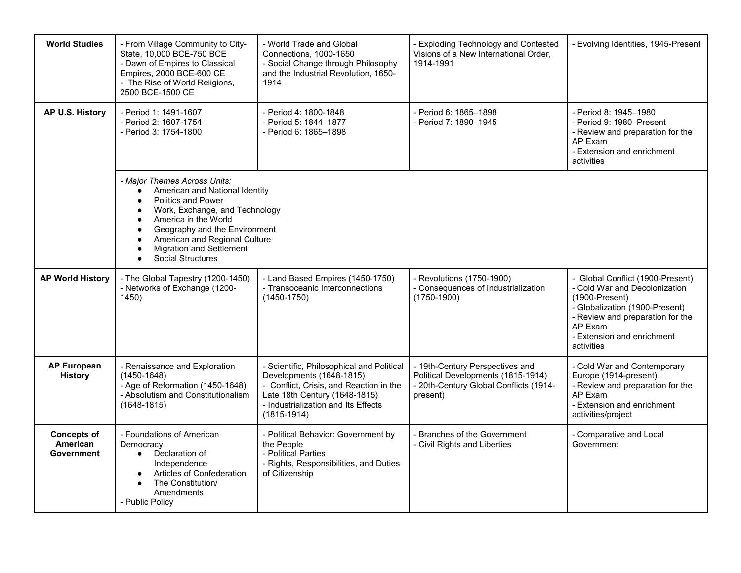| World Studies | - From Village Community to City-State, 10,000 BCE-750 BCE<br>- Dawn of Empires to Classical Empires, 2000 BCE-600 CE<br>- The Rise of World Religions, 2500 BCE-1500 CE | - World Trade and Global Connections, 1000-1650<br>- Social Change through Philosophy and the Industrial Revolution, 1650-1914 | - Exploding Technology and Contested Visions of a New International Order, 1914-1991 | - Evolving Identities, 1945-Present |
|---|---|---|---|---|
| **AP U.S. History** | - Period 1: 1491-1607<br>- Period 2: 1607-1754<br>- Period 3: 1754-1800 | - Period 4: 1800-1848<br>- Period 5: 1844–1877<br>- Period 6: 1865–1898 | - Period 6: 1865–1898<br>- Period 7: 1890–1945 | - Period 8: 1945–1980<br>- Period 9: 1980–Present<br>- Review and preparation for the AP Exam<br>- Extension and enrichment activities |
| | *- Major Themes Across Units:*<br>● American and National Identity<br>● Politics and Power<br>● Work, Exchange, and Technology<br>● America in the World<br>● Geography and the Environment<br>● American and Regional Culture<br>● Migration and Settlement<br>● Social Structures | | | |
| **AP World History** | - The Global Tapestry (1200-1450)<br>- Networks of Exchange (1200-1450) | - Land Based Empires (1450-1750)<br>- Transoceanic Interconnections (1450-1750) | - Revolutions (1750-1900)<br>- Consequences of Industrialization (1750-1900) | - Global Conflict (1900-Present)<br>- Cold War and Decolonization (1900-Present)<br>- Globalization (1900-Present)<br>- Review and preparation for the AP Exam<br>- Extension and enrichment activities |
| **AP European History** | - Renaissance and Exploration (1450-1648)<br>- Age of Reformation (1450-1648)<br>- Absolutism and Constitutionalism (1648-1815) | - Scientific, Philosophical and Political Developments (1648-1815)<br>- Conflict, Crisis, and Reaction in the Late 18th Century (1648-1815)<br>- Industrialization and Its Effects (1815-1914) | - 19th-Century Perspectives and Political Developments (1815-1914)<br>- 20th-Century Global Conflicts (1914-present) | - Cold War and Contemporary Europe (1914-present)<br>- Review and preparation for the AP Exam<br>- Extension and enrichment activities/project |
| **Concepts of American Government** | - Foundations of American Democracy<br>● Declaration of Independence<br>● Articles of Confederation<br>● The Constitution/ Amendments<br>- Public Policy | - Political Behavior: Government by the People<br>- Political Parties<br>- Rights, Responsibilities, and Duties of Citizenship | - Branches of the Government<br>- Civil Rights and Liberties | - Comparative and Local Government |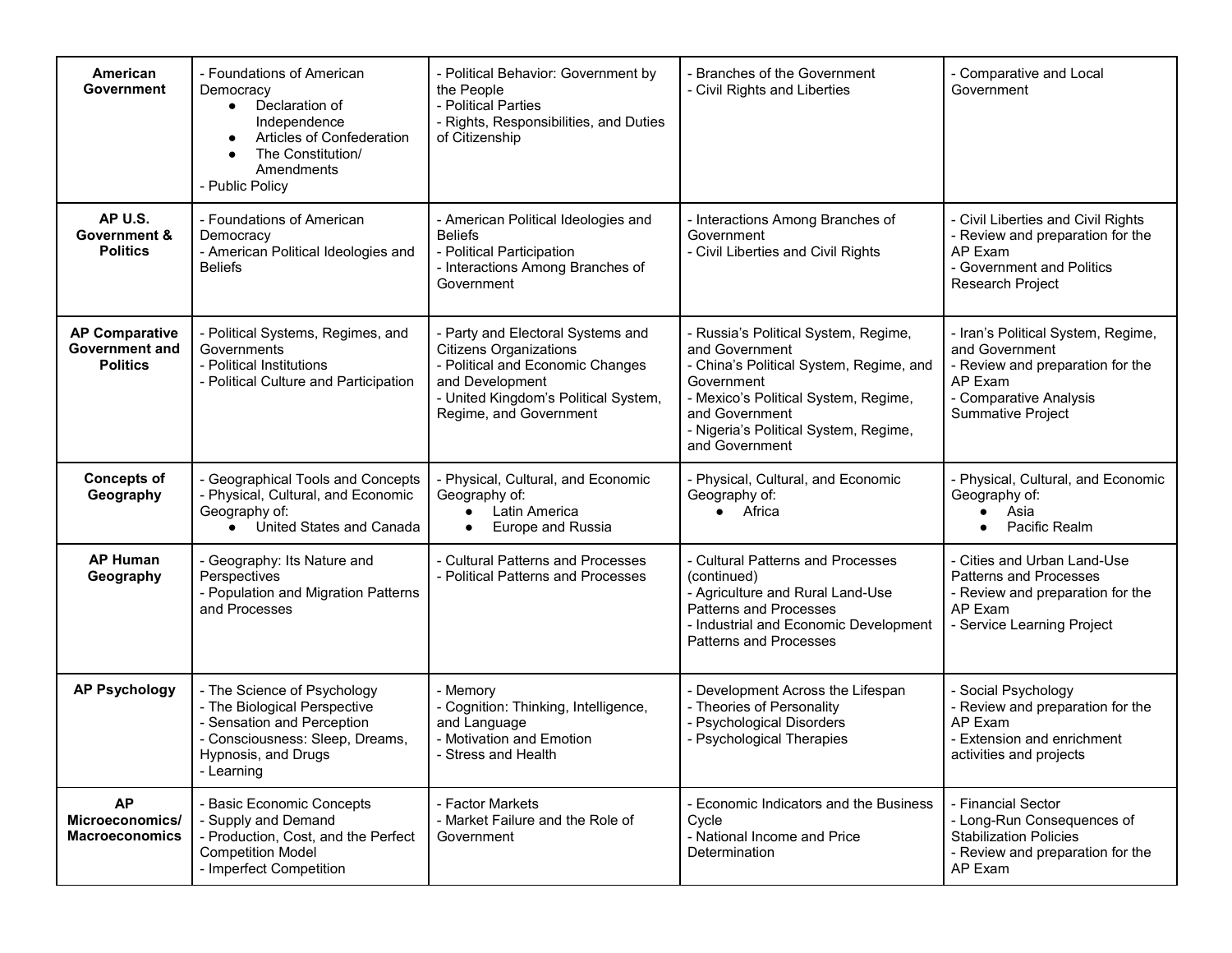| | | | | |
|---|---|---|---|---|
| **American Government** | - Foundations of American Democracy<br>• Declaration of Independence<br>• Articles of Confederation<br>• The Constitution/ Amendments<br>- Public Policy | - Political Behavior: Government by the People<br>- Political Parties<br>- Rights, Responsibilities, and Duties of Citizenship | - Branches of the Government<br>- Civil Rights and Liberties | - Comparative and Local Government |
| **AP U.S. Government & Politics** | - Foundations of American Democracy<br>- American Political Ideologies and Beliefs | - American Political Ideologies and Beliefs<br>- Political Participation<br>- Interactions Among Branches of Government | - Interactions Among Branches of Government<br>- Civil Liberties and Civil Rights | - Civil Liberties and Civil Rights<br>- Review and preparation for the AP Exam<br>- Government and Politics Research Project |
| **AP Comparative Government and Politics** | - Political Systems, Regimes, and Governments<br>- Political Institutions<br>- Political Culture and Participation | - Party and Electoral Systems and Citizens Organizations<br>- Political and Economic Changes and Development<br>- United Kingdom's Political System, Regime, and Government | - Russia's Political System, Regime, and Government<br>- China's Political System, Regime, and Government<br>- Mexico's Political System, Regime, and Government<br>- Nigeria's Political System, Regime, and Government | - Iran's Political System, Regime, and Government<br>- Review and preparation for the AP Exam<br>- Comparative Analysis Summative Project |
| **Concepts of Geography** | - Geographical Tools and Concepts<br>- Physical, Cultural, and Economic Geography of:<br>• United States and Canada | - Physical, Cultural, and Economic Geography of:<br>• Latin America<br>• Europe and Russia | - Physical, Cultural, and Economic Geography of:<br>• Africa | - Physical, Cultural, and Economic Geography of:<br>• Asia<br>• Pacific Realm |
| **AP Human Geography** | - Geography: Its Nature and Perspectives<br>- Population and Migration Patterns and Processes | - Cultural Patterns and Processes<br>- Political Patterns and Processes | - Cultural Patterns and Processes (continued)<br>- Agriculture and Rural Land-Use Patterns and Processes<br>- Industrial and Economic Development Patterns and Processes | - Cities and Urban Land-Use Patterns and Processes<br>- Review and preparation for the AP Exam<br>- Service Learning Project |
| **AP Psychology** | - The Science of Psychology<br>- The Biological Perspective<br>- Sensation and Perception<br>- Consciousness: Sleep, Dreams, Hypnosis, and Drugs<br>- Learning | - Memory<br>- Cognition: Thinking, Intelligence, and Language<br>- Motivation and Emotion<br>- Stress and Health | - Development Across the Lifespan<br>- Theories of Personality<br>- Psychological Disorders<br>- Psychological Therapies | - Social Psychology<br>- Review and preparation for the AP Exam<br>- Extension and enrichment activities and projects |
| **AP Microeconomics/ Macroeconomics** | - Basic Economic Concepts<br>- Supply and Demand<br>- Production, Cost, and the Perfect Competition Model<br>- Imperfect Competition | - Factor Markets<br>- Market Failure and the Role of Government | - Economic Indicators and the Business Cycle<br>- National Income and Price Determination | - Financial Sector<br>- Long-Run Consequences of Stabilization Policies<br>- Review and preparation for the AP Exam |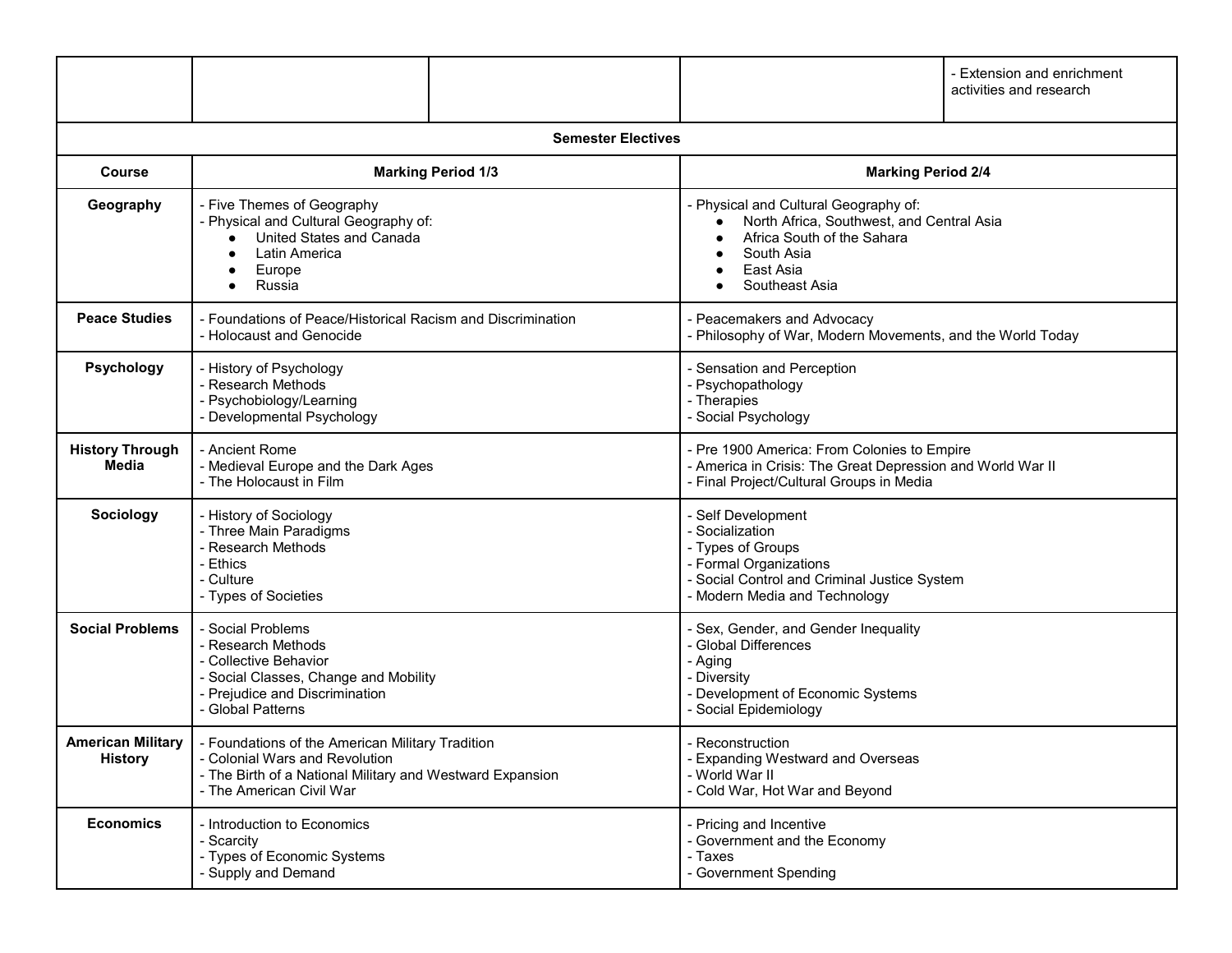| | | | | |
|---|---|---|---|---|
| | | | | - Extension and enrichment activities and research |

**Semester Electives**

| Course | Marking Period 1/3 | Marking Period 2/4 |
|---|---|---|
| **Geography** | - Five Themes of Geography<br>- Physical and Cultural Geography of:<br>● United States and Canada<br>● Latin America<br>● Europe<br>● Russia | - Physical and Cultural Geography of:<br>● North Africa, Southwest, and Central Asia<br>● Africa South of the Sahara<br>● South Asia<br>● East Asia<br>● Southeast Asia |
| **Peace Studies** | - Foundations of Peace/Historical Racism and Discrimination<br>- Holocaust and Genocide | - Peacemakers and Advocacy<br>- Philosophy of War, Modern Movements, and the World Today |
| **Psychology** | - History of Psychology<br>- Research Methods<br>- Psychobiology/Learning<br>- Developmental Psychology | - Sensation and Perception<br>- Psychopathology<br>- Therapies<br>- Social Psychology |
| **History Through Media** | - Ancient Rome<br>- Medieval Europe and the Dark Ages<br>- The Holocaust in Film | - Pre 1900 America: From Colonies to Empire<br>- America in Crisis: The Great Depression and World War II<br>- Final Project/Cultural Groups in Media |
| **Sociology** | - History of Sociology<br>- Three Main Paradigms<br>- Research Methods<br>- Ethics<br>- Culture<br>- Types of Societies | - Self Development<br>- Socialization<br>- Types of Groups<br>- Formal Organizations<br>- Social Control and Criminal Justice System<br>- Modern Media and Technology |
| **Social Problems** | - Social Problems<br>- Research Methods<br>- Collective Behavior<br>- Social Classes, Change and Mobility<br>- Prejudice and Discrimination<br>- Global Patterns | - Sex, Gender, and Gender Inequality<br>- Global Differences<br>- Aging<br>- Diversity<br>- Development of Economic Systems<br>- Social Epidemiology |
| **American Military History** | - Foundations of the American Military Tradition<br>- Colonial Wars and Revolution<br>- The Birth of a National Military and Westward Expansion<br>- The American Civil War | - Reconstruction<br>- Expanding Westward and Overseas<br>- World War II<br>- Cold War, Hot War and Beyond |
| **Economics** | - Introduction to Economics<br>- Scarcity<br>- Types of Economic Systems<br>- Supply and Demand | - Pricing and Incentive<br>- Government and the Economy<br>- Taxes<br>- Government Spending |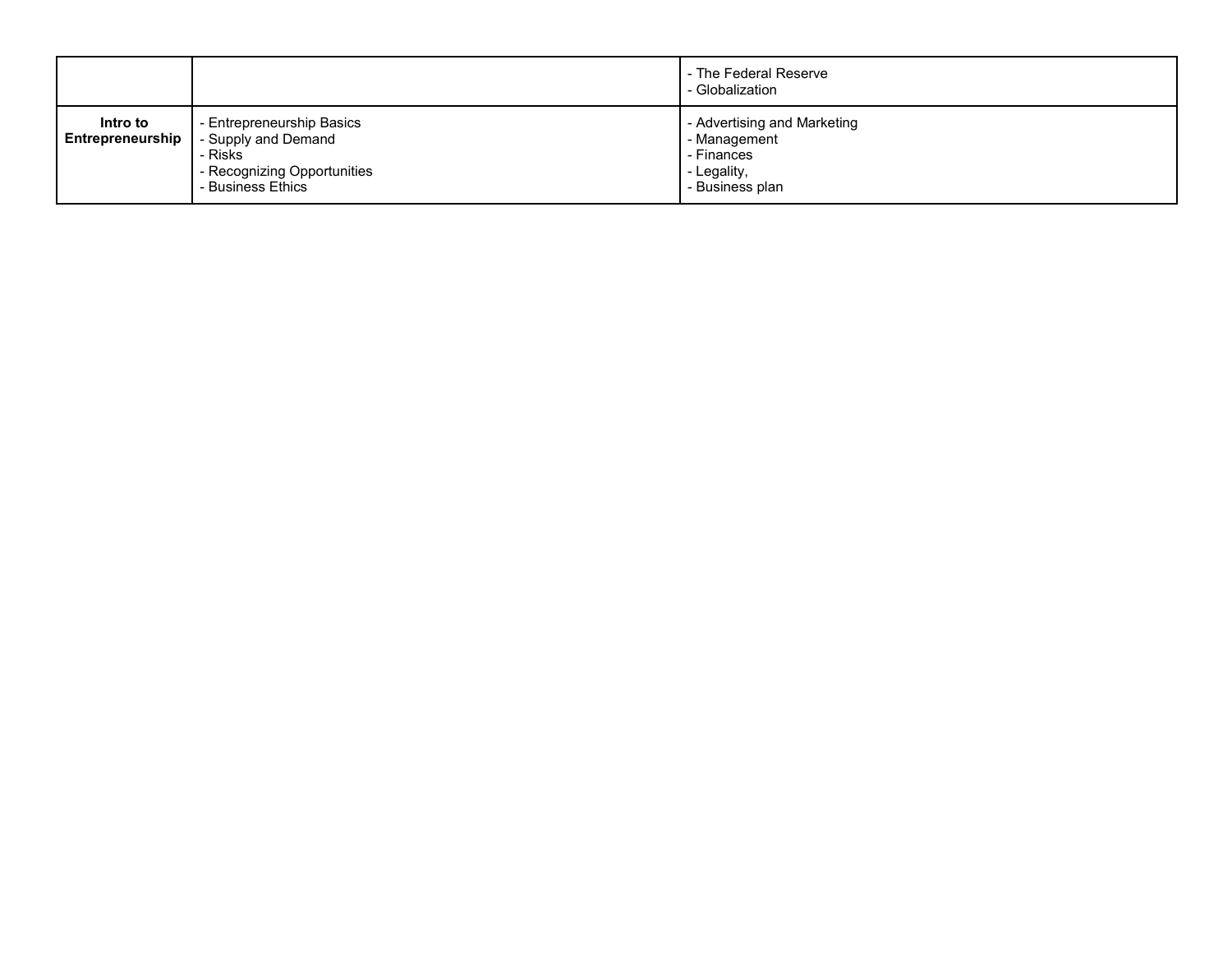| | | |
|---|---|---|
| | | - The Federal Reserve<br>- Globalization |
| **Intro to Entrepreneurship** | - Entrepreneurship Basics<br>- Supply and Demand<br>- Risks<br>- Recognizing Opportunities<br>- Business Ethics | - Advertising and Marketing<br>- Management<br>- Finances<br>- Legality,<br>- Business plan |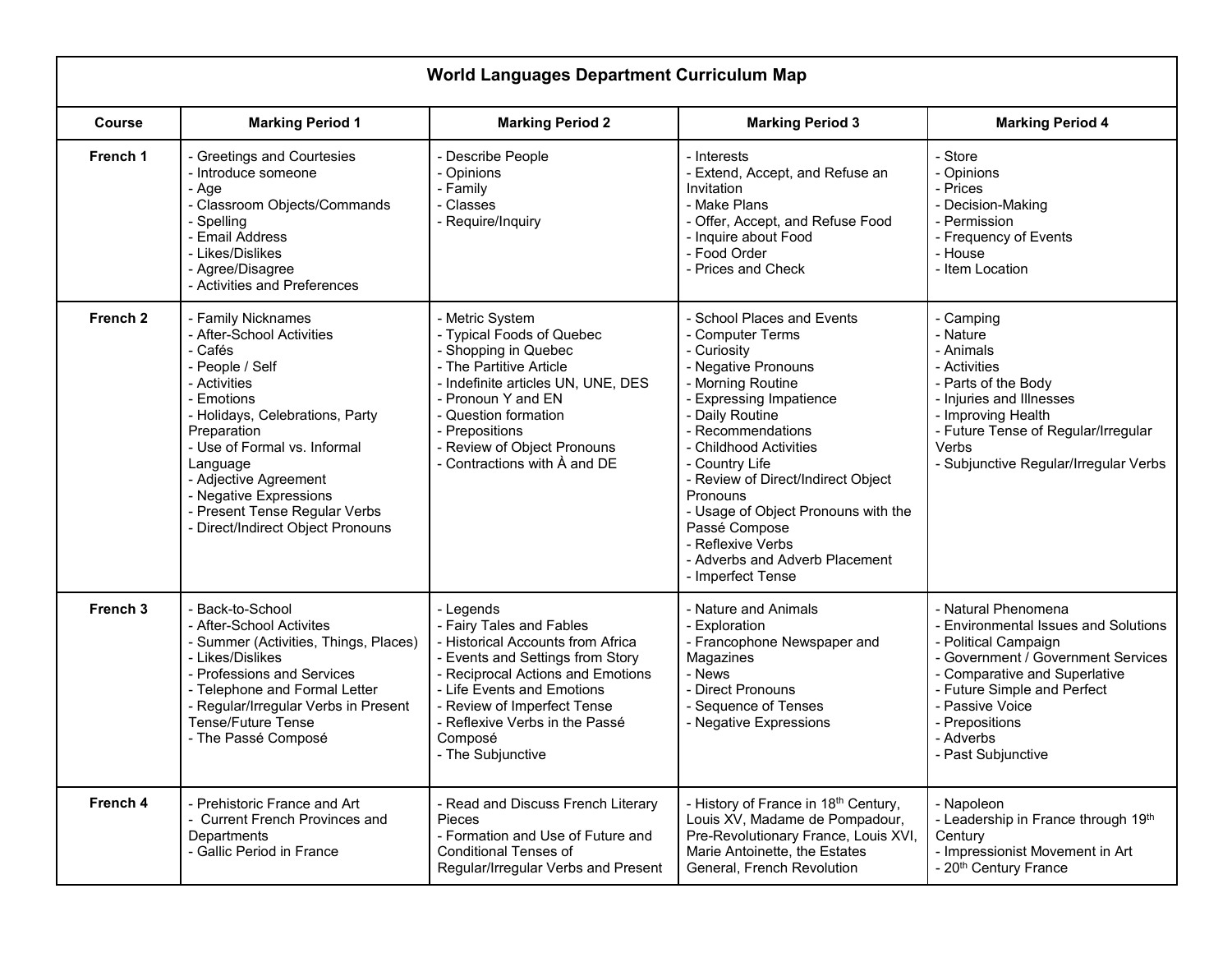| World Languages Department Curriculum Map | | | | |
|---|---|---|---|---|
| **Course** | **Marking Period 1** | **Marking Period 2** | **Marking Period 3** | **Marking Period 4** |
| **French 1** | - Greetings and Courtesies<br>- Introduce someone<br>- Age<br>- Classroom Objects/Commands<br>- Spelling<br>- Email Address<br>- Likes/Dislikes<br>- Agree/Disagree<br>- Activities and Preferences | - Describe People<br>- Opinions<br>- Family<br>- Classes<br>- Require/Inquiry | - Interests<br>- Extend, Accept, and Refuse an Invitation<br>- Make Plans<br>- Offer, Accept, and Refuse Food<br>- Inquire about Food<br>- Food Order<br>- Prices and Check | - Store<br>- Opinions<br>- Prices<br>- Decision-Making<br>- Permission<br>- Frequency of Events<br>- House<br>- Item Location |
| **French 2** | - Family Nicknames<br>- After-School Activities<br>- Cafés<br>- People / Self<br>- Activities<br>- Emotions<br>- Holidays, Celebrations, Party Preparation<br>- Use of Formal vs. Informal Language<br>- Adjective Agreement<br>- Negative Expressions<br>- Present Tense Regular Verbs<br>- Direct/Indirect Object Pronouns | - Metric System<br>- Typical Foods of Quebec<br>- Shopping in Quebec<br>- The Partitive Article<br>- Indefinite articles UN, UNE, DES<br>- Pronoun Y and EN<br>- Question formation<br>- Prepositions<br>- Review of Object Pronouns<br>- Contractions with À and DE | - School Places and Events<br>- Computer Terms<br>- Curiosity<br>- Negative Pronouns<br>- Morning Routine<br>- Expressing Impatience<br>- Daily Routine<br>- Recommendations<br>- Childhood Activities<br>- Country Life<br>- Review of Direct/Indirect Object Pronouns<br>- Usage of Object Pronouns with the Passé Compose<br>- Reflexive Verbs<br>- Adverbs and Adverb Placement<br>- Imperfect Tense | - Camping<br>- Nature<br>- Animals<br>- Activities<br>- Parts of the Body<br>- Injuries and Illnesses<br>- Improving Health<br>- Future Tense of Regular/Irregular Verbs<br>- Subjunctive Regular/Irregular Verbs |
| **French 3** | - Back-to-School<br>- After-School Activites<br>- Summer (Activities, Things, Places)<br>- Likes/Dislikes<br>- Professions and Services<br>- Telephone and Formal Letter<br>- Regular/Irregular Verbs in Present Tense/Future Tense<br>- The Passé Composé | - Legends<br>- Fairy Tales and Fables<br>- Historical Accounts from Africa<br>- Events and Settings from Story<br>- Reciprocal Actions and Emotions<br>- Life Events and Emotions<br>- Review of Imperfect Tense<br>- Reflexive Verbs in the Passé Composé<br>- The Subjunctive | - Nature and Animals<br>- Exploration<br>- Francophone Newspaper and Magazines<br>- News<br>- Direct Pronouns<br>- Sequence of Tenses<br>- Negative Expressions | - Natural Phenomena<br>- Environmental Issues and Solutions<br>- Political Campaign<br>- Government / Government Services<br>- Comparative and Superlative<br>- Future Simple and Perfect<br>- Passive Voice<br>- Prepositions<br>- Adverbs<br>- Past Subjunctive |
| **French 4** | - Prehistoric France and Art<br>- Current French Provinces and Departments<br>- Gallic Period in France | - Read and Discuss French Literary Pieces<br>- Formation and Use of Future and Conditional Tenses of Regular/Irregular Verbs and Present | - History of France in 18th Century, Louis XV, Madame de Pompadour, Pre-Revolutionary France, Louis XVI, Marie Antoinette, the Estates General, French Revolution | - Napoleon<br>- Leadership in France through 19th Century<br>- Impressionist Movement in Art<br>- 20th Century France |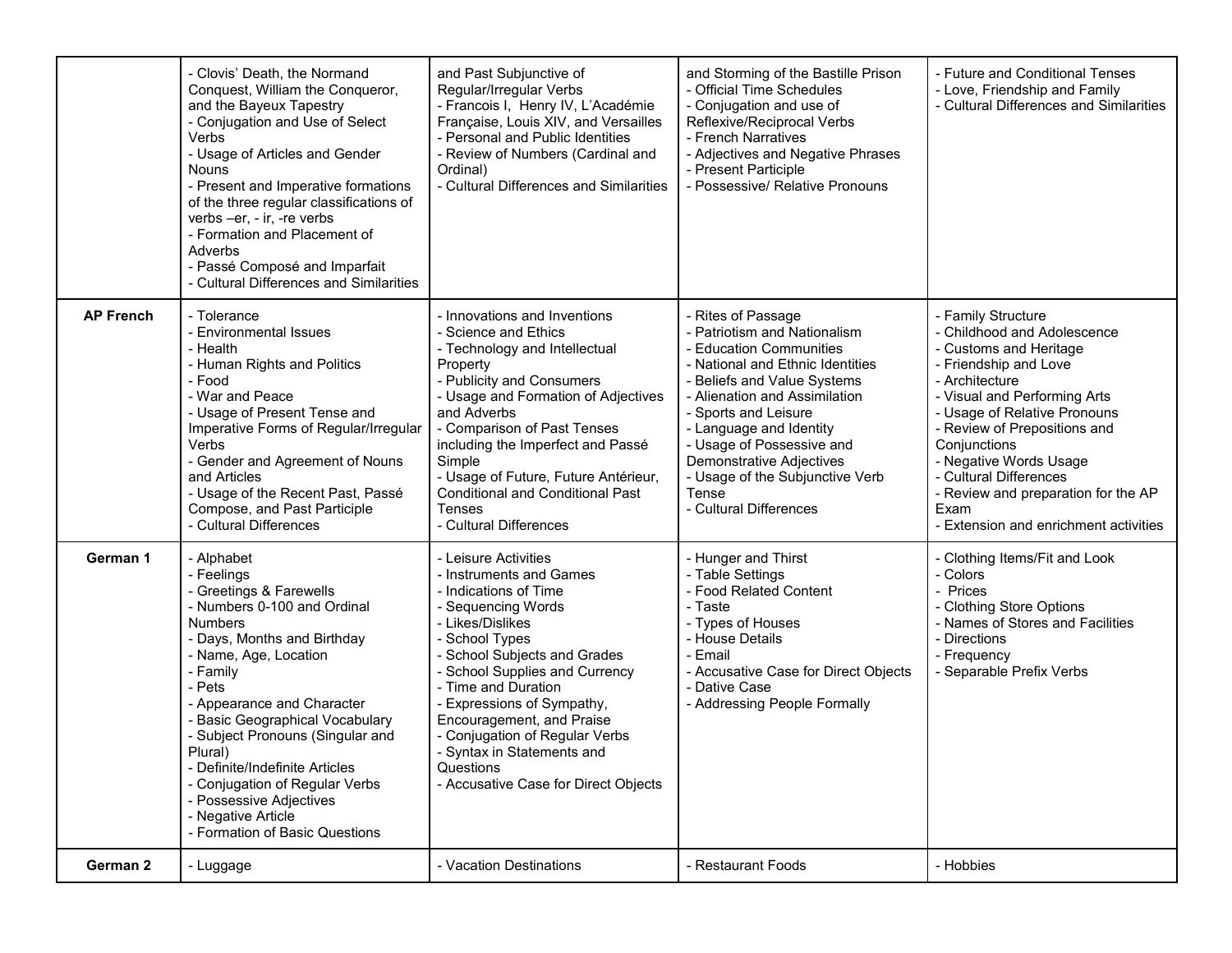| | | | | |
|---|---|---|---|---|
| | - Clovis' Death, the Normand Conquest, William the Conqueror, and the Bayeux Tapestry<br>- Conjugation and Use of Select Verbs<br>- Usage of Articles and Gender Nouns<br>- Present and Imperative formations of the three regular classifications of verbs –er, - ir, -re verbs<br>- Formation and Placement of Adverbs<br>- Passé Composé and Imparfait<br>- Cultural Differences and Similarities | and Past Subjunctive of Regular/Irregular Verbs<br>- Francois I, Henry IV, L'Académie Française, Louis XIV, and Versailles<br>- Personal and Public Identities<br>- Review of Numbers (Cardinal and Ordinal)<br>- Cultural Differences and Similarities | and Storming of the Bastille Prison<br>- Official Time Schedules<br>- Conjugation and use of Reflexive/Reciprocal Verbs<br>- French Narratives<br>- Adjectives and Negative Phrases<br>- Present Participle<br>- Possessive/ Relative Pronouns | - Future and Conditional Tenses<br>- Love, Friendship and Family<br>- Cultural Differences and Similarities |
| **AP French** | - Tolerance<br>- Environmental Issues<br>- Health<br>- Human Rights and Politics<br>- Food<br>- War and Peace<br>- Usage of Present Tense and Imperative Forms of Regular/Irregular Verbs<br>- Gender and Agreement of Nouns and Articles<br>- Usage of the Recent Past, Passé Compose, and Past Participle<br>- Cultural Differences | - Innovations and Inventions<br>- Science and Ethics<br>- Technology and Intellectual Property<br>- Publicity and Consumers<br>- Usage and Formation of Adjectives and Adverbs<br>- Comparison of Past Tenses including the Imperfect and Passé Simple<br>- Usage of Future, Future Antérieur, Conditional and Conditional Past Tenses<br>- Cultural Differences | - Rites of Passage<br>- Patriotism and Nationalism<br>- Education Communities<br>- National and Ethnic Identities<br>- Beliefs and Value Systems<br>- Alienation and Assimilation<br>- Sports and Leisure<br>- Language and Identity<br>- Usage of Possessive and Demonstrative Adjectives<br>- Usage of the Subjunctive Verb Tense<br>- Cultural Differences | - Family Structure<br>- Childhood and Adolescence<br>- Customs and Heritage<br>- Friendship and Love<br>- Architecture<br>- Visual and Performing Arts<br>- Usage of Relative Pronouns<br>- Review of Prepositions and Conjunctions<br>- Negative Words Usage<br>- Cultural Differences<br>- Review and preparation for the AP Exam<br>- Extension and enrichment activities |
| **German 1** | - Alphabet<br>- Feelings<br>- Greetings & Farewells<br>- Numbers 0-100 and Ordinal Numbers<br>- Days, Months and Birthday<br>- Name, Age, Location<br>- Family<br>- Pets<br>- Appearance and Character<br>- Basic Geographical Vocabulary<br>- Subject Pronouns (Singular and Plural)<br>- Definite/Indefinite Articles<br>- Conjugation of Regular Verbs<br>- Possessive Adjectives<br>- Negative Article<br>- Formation of Basic Questions | - Leisure Activities<br>- Instruments and Games<br>- Indications of Time<br>- Sequencing Words<br>- Likes/Dislikes<br>- School Types<br>- School Subjects and Grades<br>- School Supplies and Currency<br>- Time and Duration<br>- Expressions of Sympathy, Encouragement, and Praise<br>- Conjugation of Regular Verbs<br>- Syntax in Statements and Questions<br>- Accusative Case for Direct Objects | - Hunger and Thirst<br>- Table Settings<br>- Food Related Content<br>- Taste<br>- Types of Houses<br>- House Details<br>- Email<br>- Accusative Case for Direct Objects<br>- Dative Case<br>- Addressing People Formally | - Clothing Items/Fit and Look<br>- Colors<br>- Prices<br>- Clothing Store Options<br>- Names of Stores and Facilities<br>- Directions<br>- Frequency<br>- Separable Prefix Verbs |
| **German 2** | - Luggage | - Vacation Destinations | - Restaurant Foods | - Hobbies |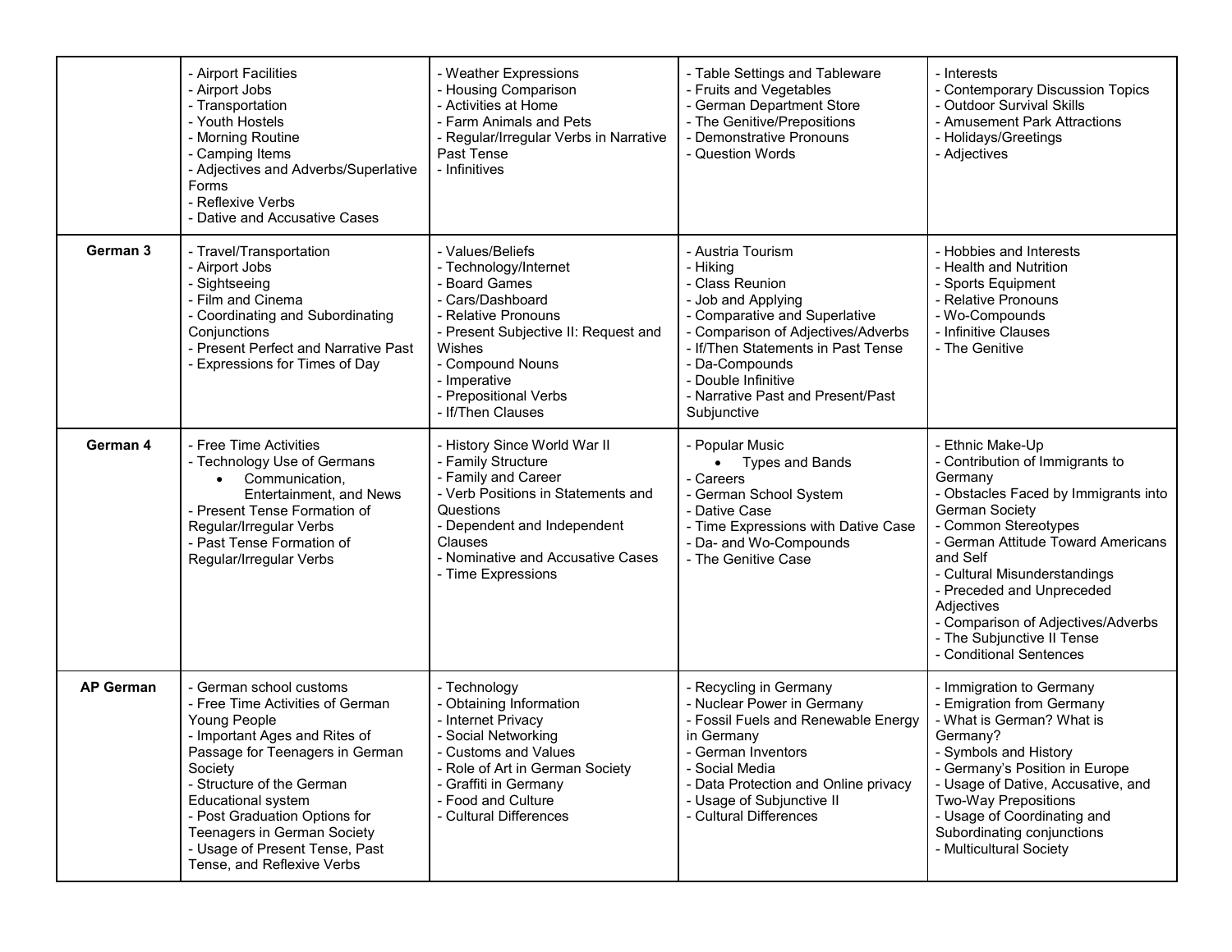| | | | | |
|---|---|---|---|---|
| | - Airport Facilities<br>- Airport Jobs<br>- Transportation<br>- Youth Hostels<br>- Morning Routine<br>- Camping Items<br>- Adjectives and Adverbs/Superlative Forms<br>- Reflexive Verbs<br>- Dative and Accusative Cases | - Weather Expressions<br>- Housing Comparison<br>- Activities at Home<br>- Farm Animals and Pets<br>- Regular/Irregular Verbs in Narrative Past Tense<br>- Infinitives | - Table Settings and Tableware<br>- Fruits and Vegetables<br>- German Department Store<br>- The Genitive/Prepositions<br>- Demonstrative Pronouns<br>- Question Words | - Interests<br>- Contemporary Discussion Topics<br>- Outdoor Survival Skills<br>- Amusement Park Attractions<br>- Holidays/Greetings<br>- Adjectives |
| **German 3** | - Travel/Transportation<br>- Airport Jobs<br>- Sightseeing<br>- Film and Cinema<br>- Coordinating and Subordinating Conjunctions<br>- Present Perfect and Narrative Past<br>- Expressions for Times of Day | - Values/Beliefs<br>- Technology/Internet<br>- Board Games<br>- Cars/Dashboard<br>- Relative Pronouns<br>- Present Subjective II: Request and Wishes<br>- Compound Nouns<br>- Imperative<br>- Prepositional Verbs<br>- If/Then Clauses | - Austria Tourism<br>- Hiking<br>- Class Reunion<br>- Job and Applying<br>- Comparative and Superlative<br>- Comparison of Adjectives/Adverbs<br>- If/Then Statements in Past Tense<br>- Da-Compounds<br>- Double Infinitive<br>- Narrative Past and Present/Past Subjunctive | - Hobbies and Interests<br>- Health and Nutrition<br>- Sports Equipment<br>- Relative Pronouns<br>- Wo-Compounds<br>- Infinitive Clauses<br>- The Genitive |
| **German 4** | - Free Time Activities<br>- Technology Use of Germans<br>• Communication, Entertainment, and News<br>- Present Tense Formation of Regular/Irregular Verbs<br>- Past Tense Formation of Regular/Irregular Verbs | - History Since World War II<br>- Family Structure<br>- Family and Career<br>- Verb Positions in Statements and Questions<br>- Dependent and Independent Clauses<br>- Nominative and Accusative Cases<br>- Time Expressions | - Popular Music<br>• Types and Bands<br>- Careers<br>- German School System<br>- Dative Case<br>- Time Expressions with Dative Case<br>- Da- and Wo-Compounds<br>- The Genitive Case | - Ethnic Make-Up<br>- Contribution of Immigrants to Germany<br>- Obstacles Faced by Immigrants into German Society<br>- Common Stereotypes<br>- German Attitude Toward Americans and Self<br>- Cultural Misunderstandings<br>- Preceded and Unpreceded Adjectives<br>- Comparison of Adjectives/Adverbs<br>- The Subjunctive II Tense<br>- Conditional Sentences |
| **AP German** | - German school customs<br>- Free Time Activities of German Young People<br>- Important Ages and Rites of Passage for Teenagers in German Society<br>- Structure of the German Educational system<br>- Post Graduation Options for Teenagers in German Society<br>- Usage of Present Tense, Past Tense, and Reflexive Verbs | - Technology<br>- Obtaining Information<br>- Internet Privacy<br>- Social Networking<br>- Customs and Values<br>- Role of Art in German Society<br>- Graffiti in Germany<br>- Food and Culture<br>- Cultural Differences | - Recycling in Germany<br>- Nuclear Power in Germany<br>- Fossil Fuels and Renewable Energy in Germany<br>- German Inventors<br>- Social Media<br>- Data Protection and Online privacy<br>- Usage of Subjunctive II<br>- Cultural Differences | - Immigration to Germany<br>- Emigration from Germany<br>- What is German? What is Germany?<br>- Symbols and History<br>- Germany's Position in Europe<br>- Usage of Dative, Accusative, and Two-Way Prepositions<br>- Usage of Coordinating and Subordinating conjunctions<br>- Multicultural Society |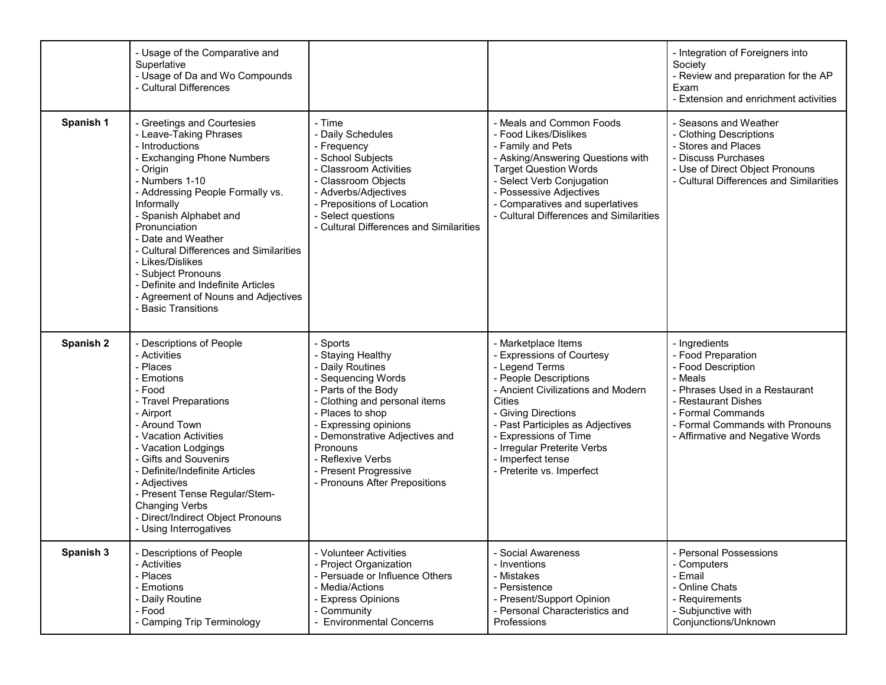| | | | | |
|---|---|---|---|---|
| | - Usage of the Comparative and Superlative<br>- Usage of Da and Wo Compounds<br>- Cultural Differences | | | - Integration of Foreigners into Society<br>- Review and preparation for the AP Exam<br>- Extension and enrichment activities |
| **Spanish 1** | - Greetings and Courtesies<br>- Leave-Taking Phrases<br>- Introductions<br>- Exchanging Phone Numbers<br>- Origin<br>- Numbers 1-10<br>- Addressing People Formally vs. Informally<br>- Spanish Alphabet and Pronunciation<br>- Date and Weather<br>- Cultural Differences and Similarities<br>- Likes/Dislikes<br>- Subject Pronouns<br>- Definite and Indefinite Articles<br>- Agreement of Nouns and Adjectives<br>- Basic Transitions | - Time<br>- Daily Schedules<br>- Frequency<br>- School Subjects<br>- Classroom Activities<br>- Classroom Objects<br>- Adverbs/Adjectives<br>- Prepositions of Location<br>- Select questions<br>- Cultural Differences and Similarities | - Meals and Common Foods<br>- Food Likes/Dislikes<br>- Family and Pets<br>- Asking/Answering Questions with Target Question Words<br>- Select Verb Conjugation<br>- Possessive Adjectives<br>- Comparatives and superlatives<br>- Cultural Differences and Similarities | - Seasons and Weather<br>- Clothing Descriptions<br>- Stores and Places<br>- Discuss Purchases<br>- Use of Direct Object Pronouns<br>- Cultural Differences and Similarities |
| **Spanish 2** | - Descriptions of People<br>- Activities<br>- Places<br>- Emotions<br>- Food<br>- Travel Preparations<br>- Airport<br>- Around Town<br>- Vacation Activities<br>- Vacation Lodgings<br>- Gifts and Souvenirs<br>- Definite/Indefinite Articles<br>- Adjectives<br>- Present Tense Regular/Stem-Changing Verbs<br>- Direct/Indirect Object Pronouns<br>- Using Interrogatives | - Sports<br>- Staying Healthy<br>- Daily Routines<br>- Sequencing Words<br>- Parts of the Body<br>- Clothing and personal items<br>- Places to shop<br>- Expressing opinions<br>- Demonstrative Adjectives and Pronouns<br>- Reflexive Verbs<br>- Present Progressive<br>- Pronouns After Prepositions | - Marketplace Items<br>- Expressions of Courtesy<br>- Legend Terms<br>- People Descriptions<br>- Ancient Civilizations and Modern Cities<br>- Giving Directions<br>- Past Participles as Adjectives<br>- Expressions of Time<br>- Irregular Preterite Verbs<br>- Imperfect tense<br>- Preterite vs. Imperfect | - Ingredients<br>- Food Preparation<br>- Food Description<br>- Meals<br>- Phrases Used in a Restaurant<br>- Restaurant Dishes<br>- Formal Commands<br>- Formal Commands with Pronouns<br>- Affirmative and Negative Words |
| **Spanish 3** | - Descriptions of People<br>- Activities<br>- Places<br>- Emotions<br>- Daily Routine<br>- Food<br>- Camping Trip Terminology | - Volunteer Activities<br>- Project Organization<br>- Persuade or Influence Others<br>- Media/Actions<br>- Express Opinions<br>- Community<br>- Environmental Concerns | - Social Awareness<br>- Inventions<br>- Mistakes<br>- Persistence<br>- Present/Support Opinion<br>- Personal Characteristics and Professions | - Personal Possessions<br>- Computers<br>- Email<br>- Online Chats<br>- Requirements<br>- Subjunctive with Conjunctions/Unknown |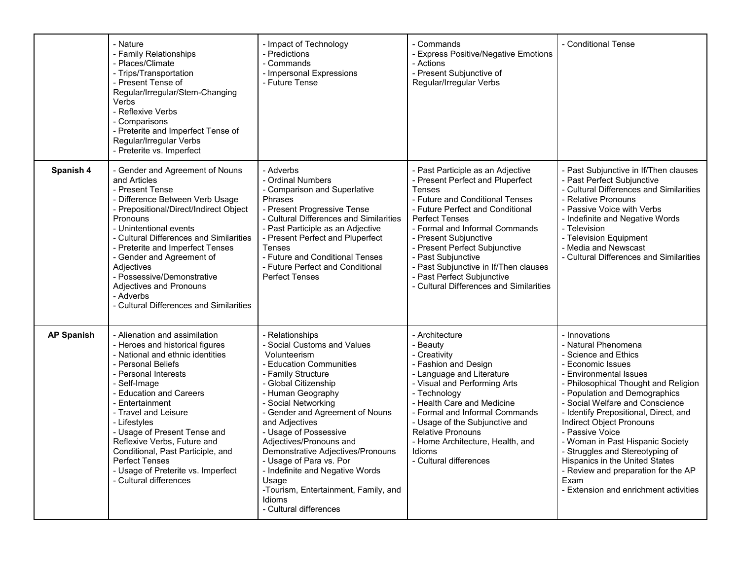| | | | | |
|---|---|---|---|---|
| | - Nature<br>- Family Relationships<br>- Places/Climate<br>- Trips/Transportation<br>- Present Tense of Regular/Irregular/Stem-Changing Verbs<br>- Reflexive Verbs<br>- Comparisons<br>- Preterite and Imperfect Tense of Regular/Irregular Verbs<br>- Preterite vs. Imperfect | - Impact of Technology<br>- Predictions<br>- Commands<br>- Impersonal Expressions<br>- Future Tense | - Commands<br>- Express Positive/Negative Emotions<br>- Actions<br>- Present Subjunctive of Regular/Irregular Verbs | - Conditional Tense |
| **Spanish 4** | - Gender and Agreement of Nouns and Articles<br>- Present Tense<br>- Difference Between Verb Usage<br>- Prepositional/Direct/Indirect Object Pronouns<br>- Unintentional events<br>- Cultural Differences and Similarities<br>- Preterite and Imperfect Tenses<br>- Gender and Agreement of Adjectives<br>- Possessive/Demonstrative Adjectives and Pronouns<br>- Adverbs<br>- Cultural Differences and Similarities | - Adverbs<br>- Ordinal Numbers<br>- Comparison and Superlative Phrases<br>- Present Progressive Tense<br>- Cultural Differences and Similarities<br>- Past Participle as an Adjective<br>- Present Perfect and Pluperfect Tenses<br>- Future and Conditional Tenses<br>- Future Perfect and Conditional Perfect Tenses | - Past Participle as an Adjective<br>- Present Perfect and Pluperfect Tenses<br>- Future and Conditional Tenses<br>- Future Perfect and Conditional Perfect Tenses<br>- Formal and Informal Commands<br>- Present Subjunctive<br>- Present Perfect Subjunctive<br>- Past Subjunctive<br>- Past Subjunctive in If/Then clauses<br>- Past Perfect Subjunctive<br>- Cultural Differences and Similarities | - Past Subjunctive in If/Then clauses<br>- Past Perfect Subjunctive<br>- Cultural Differences and Similarities<br>- Relative Pronouns<br>- Passive Voice with Verbs<br>- Indefinite and Negative Words<br>- Television<br>- Television Equipment<br>- Media and Newscast<br>- Cultural Differences and Similarities |
| **AP Spanish** | - Alienation and assimilation<br>- Heroes and historical figures<br>- National and ethnic identities<br>- Personal Beliefs<br>- Personal Interests<br>- Self-Image<br>- Education and Careers<br>- Entertainment<br>- Travel and Leisure<br>- Lifestyles<br>- Usage of Present Tense and Reflexive Verbs, Future and Conditional, Past Participle, and Perfect Tenses<br>- Usage of Preterite vs. Imperfect<br>- Cultural differences | - Relationships<br>- Social Customs and Values Volunteerism<br>- Education Communities<br>- Family Structure<br>- Global Citizenship<br>- Human Geography<br>- Social Networking<br>- Gender and Agreement of Nouns and Adjectives<br>- Usage of Possessive Adjectives/Pronouns and Demonstrative Adjectives/Pronouns<br>- Usage of Para vs. Por<br>- Indefinite and Negative Words Usage<br>-Tourism, Entertainment, Family, and Idioms<br>- Cultural differences | - Architecture<br>- Beauty<br>- Creativity<br>- Fashion and Design<br>- Language and Literature<br>- Visual and Performing Arts<br>- Technology<br>- Health Care and Medicine<br>- Formal and Informal Commands<br>- Usage of the Subjunctive and Relative Pronouns<br>- Home Architecture, Health, and Idioms<br>- Cultural differences | - Innovations<br>- Natural Phenomena<br>- Science and Ethics<br>- Economic Issues<br>- Environmental Issues<br>- Philosophical Thought and Religion<br>- Population and Demographics<br>- Social Welfare and Conscience<br>- Identify Prepositional, Direct, and Indirect Object Pronouns<br>- Passive Voice<br>- Woman in Past Hispanic Society<br>- Struggles and Stereotyping of Hispanics in the United States<br>- Review and preparation for the AP Exam<br>- Extension and enrichment activities |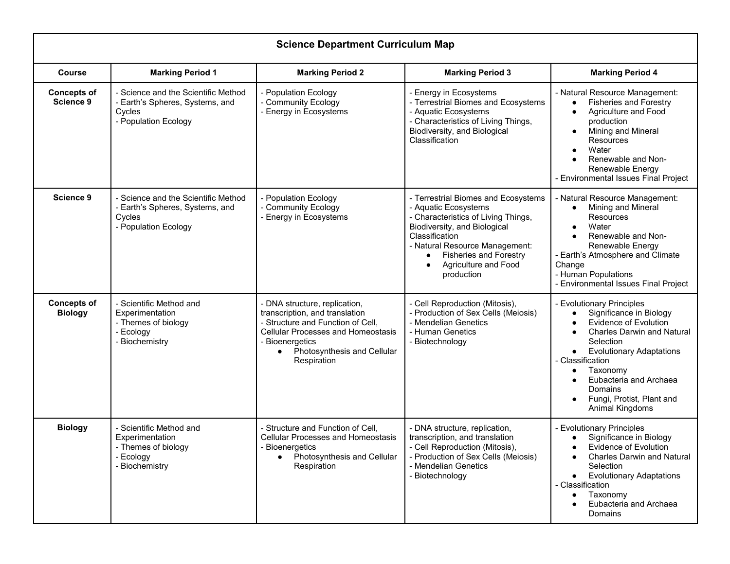| Science Department Curriculum Map | | | | |
|---|---|---|---|---|
| **Course** | **Marking Period 1** | **Marking Period 2** | **Marking Period 3** | **Marking Period 4** |
| **Concepts of Science 9** | - Science and the Scientific Method<br>- Earth's Spheres, Systems, and Cycles<br>- Population Ecology | - Population Ecology<br>- Community Ecology<br>- Energy in Ecosystems | - Energy in Ecosystems<br>- Terrestrial Biomes and Ecosystems<br>- Aquatic Ecosystems<br>- Characteristics of Living Things, Biodiversity, and Biological Classification | - Natural Resource Management:<br>● Fisheries and Forestry<br>● Agriculture and Food production<br>● Mining and Mineral Resources<br>● Water<br>● Renewable and Non-Renewable Energy<br>- Environmental Issues Final Project |
| **Science 9** | - Science and the Scientific Method<br>- Earth's Spheres, Systems, and Cycles<br>- Population Ecology | - Population Ecology<br>- Community Ecology<br>- Energy in Ecosystems | - Terrestrial Biomes and Ecosystems<br>- Aquatic Ecosystems<br>- Characteristics of Living Things, Biodiversity, and Biological Classification<br>- Natural Resource Management:<br>● Fisheries and Forestry<br>● Agriculture and Food production | - Natural Resource Management:<br>● Mining and Mineral Resources<br>● Water<br>● Renewable and Non-Renewable Energy<br>- Earth's Atmosphere and Climate Change<br>- Human Populations<br>- Environmental Issues Final Project |
| **Concepts of Biology** | - Scientific Method and Experimentation<br>- Themes of biology<br>- Ecology<br>- Biochemistry | - DNA structure, replication, transcription, and translation<br>- Structure and Function of Cell, Cellular Processes and Homeostasis<br>- Bioenergetics<br>● Photosynthesis and Cellular Respiration | - Cell Reproduction (Mitosis),<br>- Production of Sex Cells (Meiosis)<br>- Mendelian Genetics<br>- Human Genetics<br>- Biotechnology | - Evolutionary Principles<br>● Significance in Biology<br>● Evidence of Evolution<br>● Charles Darwin and Natural Selection<br>● Evolutionary Adaptations<br>- Classification<br>● Taxonomy<br>● Eubacteria and Archaea Domains<br>● Fungi, Protist, Plant and Animal Kingdoms |
| **Biology** | - Scientific Method and Experimentation<br>- Themes of biology<br>- Ecology<br>- Biochemistry | - Structure and Function of Cell, Cellular Processes and Homeostasis<br>- Bioenergetics<br>● Photosynthesis and Cellular Respiration | - DNA structure, replication, transcription, and translation<br>- Cell Reproduction (Mitosis),<br>- Production of Sex Cells (Meiosis)<br>- Mendelian Genetics<br>- Biotechnology | - Evolutionary Principles<br>● Significance in Biology<br>● Evidence of Evolution<br>● Charles Darwin and Natural Selection<br>● Evolutionary Adaptations<br>- Classification<br>● Taxonomy<br>● Eubacteria and Archaea Domains |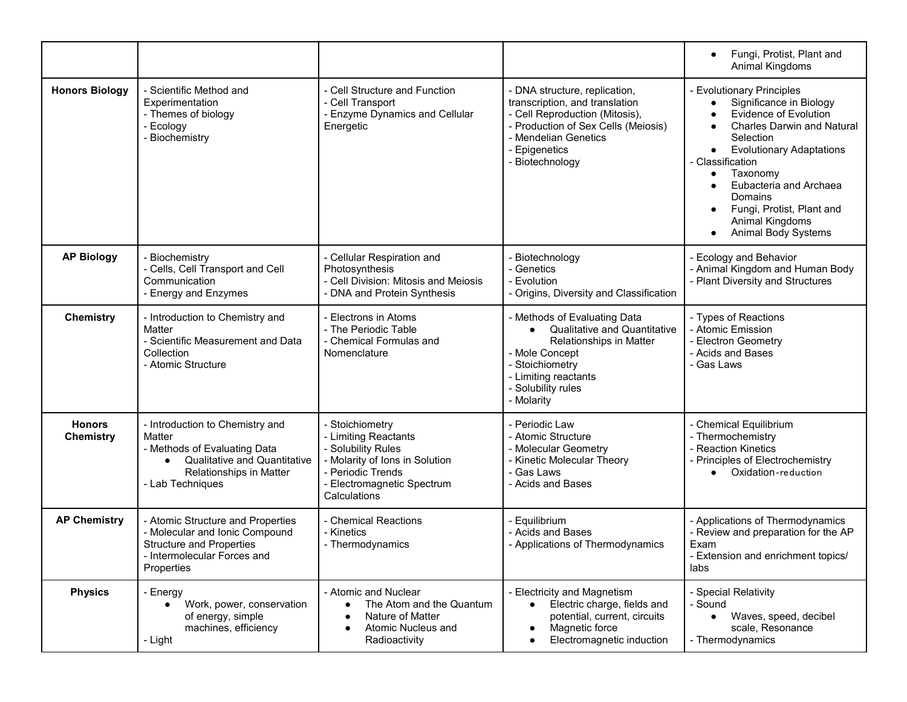| | | | | |
|---|---|---|---|---|
| | | | | ● Fungi, Protist, Plant and Animal Kingdoms |
| **Honors Biology** | - Scientific Method and Experimentation<br>- Themes of biology<br>- Ecology<br>- Biochemistry | - Cell Structure and Function<br>- Cell Transport<br>- Enzyme Dynamics and Cellular Energetic | - DNA structure, replication, transcription, and translation<br>- Cell Reproduction (Mitosis),<br>- Production of Sex Cells (Meiosis)<br>- Mendelian Genetics<br>- Epigenetics<br>- Biotechnology | - Evolutionary Principles<br>● Significance in Biology<br>● Evidence of Evolution<br>● Charles Darwin and Natural Selection<br>● Evolutionary Adaptations<br>- Classification<br>● Taxonomy<br>● Eubacteria and Archaea Domains<br>● Fungi, Protist, Plant and Animal Kingdoms<br>● Animal Body Systems |
| **AP Biology** | - Biochemistry<br>- Cells, Cell Transport and Cell Communication<br>- Energy and Enzymes | - Cellular Respiration and Photosynthesis<br>- Cell Division: Mitosis and Meiosis<br>- DNA and Protein Synthesis | - Biotechnology<br>- Genetics<br>- Evolution<br>- Origins, Diversity and Classification | - Ecology and Behavior<br>- Animal Kingdom and Human Body<br>- Plant Diversity and Structures |
| **Chemistry** | - Introduction to Chemistry and Matter<br>- Scientific Measurement and Data Collection<br>- Atomic Structure | - Electrons in Atoms<br>- The Periodic Table<br>- Chemical Formulas and Nomenclature | - Methods of Evaluating Data<br>● Qualitative and Quantitative Relationships in Matter<br>- Mole Concept<br>- Stoichiometry<br>- Limiting reactants<br>- Solubility rules<br>- Molarity | - Types of Reactions<br>- Atomic Emission<br>- Electron Geometry<br>- Acids and Bases<br>- Gas Laws |
| **Honors Chemistry** | - Introduction to Chemistry and Matter<br>- Methods of Evaluating Data<br>● Qualitative and Quantitative Relationships in Matter<br>- Lab Techniques | - Stoichiometry<br>- Limiting Reactants<br>- Solubility Rules<br>- Molarity of Ions in Solution<br>- Periodic Trends<br>- Electromagnetic Spectrum Calculations | - Periodic Law<br>- Atomic Structure<br>- Molecular Geometry<br>- Kinetic Molecular Theory<br>- Gas Laws<br>- Acids and Bases | - Chemical Equilibrium<br>- Thermochemistry<br>- Reaction Kinetics<br>- Principles of Electrochemistry<br>● Oxidation-reduction |
| **AP Chemistry** | - Atomic Structure and Properties<br>- Molecular and Ionic Compound Structure and Properties<br>- Intermolecular Forces and Properties | - Chemical Reactions<br>- Kinetics<br>- Thermodynamics | - Equilibrium<br>- Acids and Bases<br>- Applications of Thermodynamics | - Applications of Thermodynamics<br>- Review and preparation for the AP Exam<br>- Extension and enrichment topics/ labs |
| **Physics** | - Energy<br>● Work, power, conservation of energy, simple machines, efficiency<br>- Light | - Atomic and Nuclear<br>● The Atom and the Quantum<br>● Nature of Matter<br>● Atomic Nucleus and Radioactivity | - Electricity and Magnetism<br>● Electric charge, fields and potential, current, circuits<br>● Magnetic force<br>● Electromagnetic induction | - Special Relativity<br>- Sound<br>● Waves, speed, decibel scale, Resonance<br>- Thermodynamics |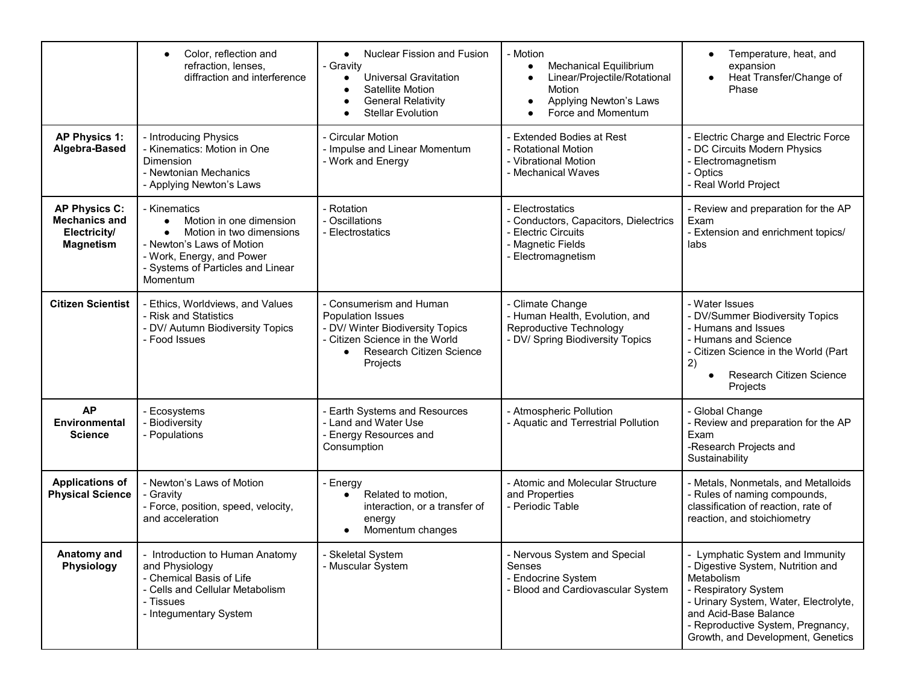| | | | | |
|---|---|---|---|---|
| | • Color, reflection and refraction, lenses, diffraction and interference | • Nuclear Fission and Fusion<br>- Gravity<br>• Universal Gravitation<br>• Satellite Motion<br>• General Relativity<br>• Stellar Evolution | - Motion<br>• Mechanical Equilibrium<br>• Linear/Projectile/Rotational Motion<br>• Applying Newton's Laws<br>• Force and Momentum | • Temperature, heat, and expansion<br>• Heat Transfer/Change of Phase |
| **AP Physics 1: Algebra-Based** | - Introducing Physics<br>- Kinematics: Motion in One Dimension<br>- Newtonian Mechanics<br>- Applying Newton's Laws | - Circular Motion<br>- Impulse and Linear Momentum<br>- Work and Energy | - Extended Bodies at Rest<br>- Rotational Motion<br>- Vibrational Motion<br>- Mechanical Waves | - Electric Charge and Electric Force<br>- DC Circuits Modern Physics<br>- Electromagnetism<br>- Optics<br>- Real World Project |
| **AP Physics C: Mechanics and Electricity/ Magnetism** | - Kinematics<br>• Motion in one dimension<br>• Motion in two dimensions<br>- Newton's Laws of Motion<br>- Work, Energy, and Power<br>- Systems of Particles and Linear Momentum | - Rotation<br>- Oscillations<br>- Electrostatics | - Electrostatics<br>- Conductors, Capacitors, Dielectrics<br>- Electric Circuits<br>- Magnetic Fields<br>- Electromagnetism | - Review and preparation for the AP Exam<br>- Extension and enrichment topics/ labs |
| **Citizen Scientist** | - Ethics, Worldviews, and Values<br>- Risk and Statistics<br>- DV/ Autumn Biodiversity Topics<br>- Food Issues | - Consumerism and Human Population Issues<br>- DV/ Winter Biodiversity Topics<br>- Citizen Science in the World<br>• Research Citizen Science Projects | - Climate Change<br>- Human Health, Evolution, and Reproductive Technology<br>- DV/ Spring Biodiversity Topics | - Water Issues<br>- DV/Summer Biodiversity Topics<br>- Humans and Issues<br>- Humans and Science<br>- Citizen Science in the World (Part 2)<br>• Research Citizen Science Projects |
| **AP Environmental Science** | - Ecosystems<br>- Biodiversity<br>- Populations | - Earth Systems and Resources<br>- Land and Water Use<br>- Energy Resources and Consumption | - Atmospheric Pollution<br>- Aquatic and Terrestrial Pollution | - Global Change<br>- Review and preparation for the AP Exam<br>-Research Projects and Sustainability |
| **Applications of Physical Science** | - Newton's Laws of Motion<br>- Gravity<br>- Force, position, speed, velocity, and acceleration | - Energy<br>• Related to motion, interaction, or a transfer of energy<br>• Momentum changes | - Atomic and Molecular Structure and Properties<br>- Periodic Table | - Metals, Nonmetals, and Metalloids<br>- Rules of naming compounds, classification of reaction, rate of reaction, and stoichiometry |
| **Anatomy and Physiology** | - Introduction to Human Anatomy and Physiology<br>- Chemical Basis of Life<br>- Cells and Cellular Metabolism<br>- Tissues<br>- Integumentary System | - Skeletal System<br>- Muscular System | - Nervous System and Special Senses<br>- Endocrine System<br>- Blood and Cardiovascular System | - Lymphatic System and Immunity<br>- Digestive System, Nutrition and Metabolism<br>- Respiratory System<br>- Urinary System, Water, Electrolyte, and Acid-Base Balance<br>- Reproductive System, Pregnancy, Growth, and Development, Genetics |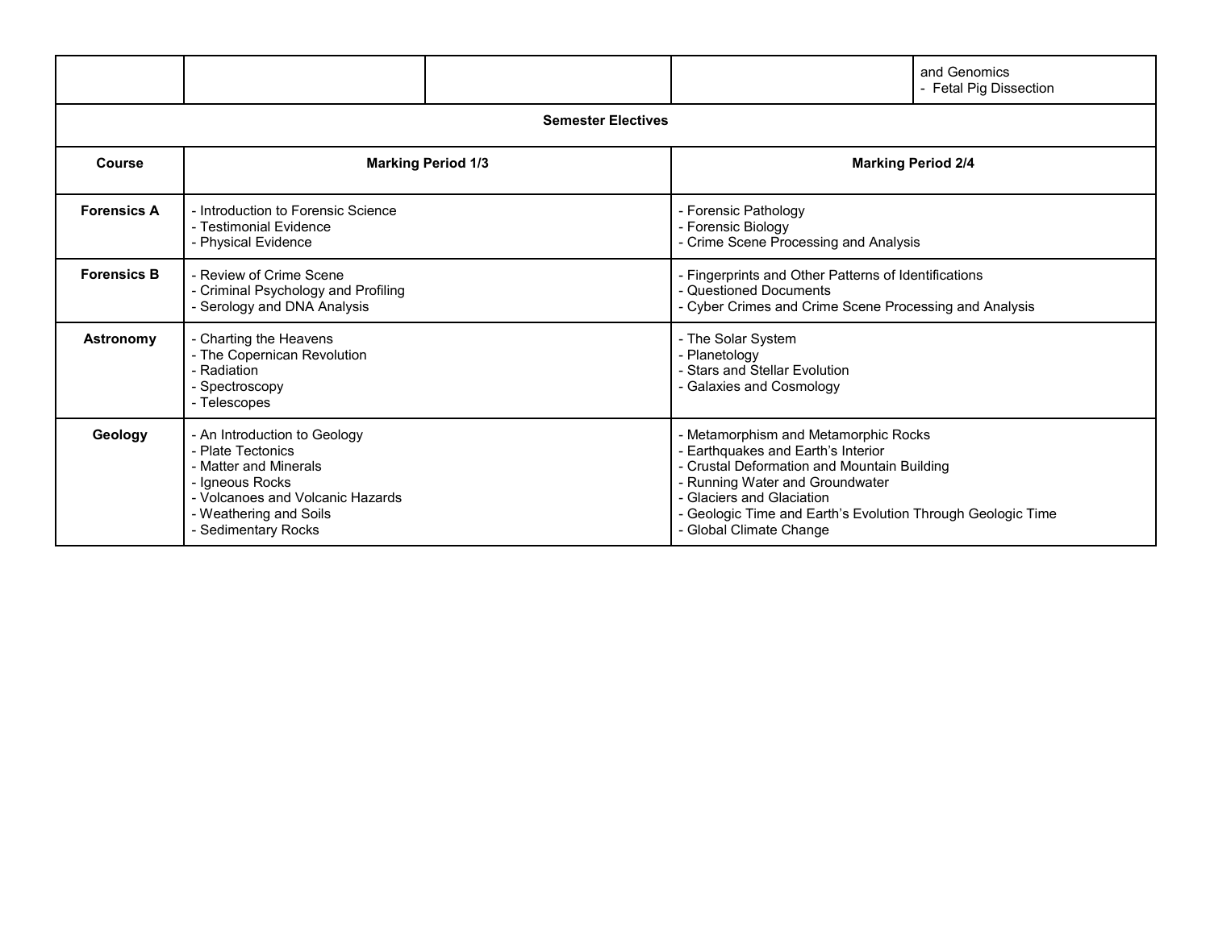| | | | | |
|---|---|---|---|---|
| | | | | and Genomics<br>- Fetal Pig Dissection |

**Semester Electives**

| Course | Marking Period 1/3 | Marking Period 2/4 |
|---|---|---|
| **Forensics A** | - Introduction to Forensic Science<br>- Testimonial Evidence<br>- Physical Evidence | - Forensic Pathology<br>- Forensic Biology<br>- Crime Scene Processing and Analysis |
| **Forensics B** | - Review of Crime Scene<br>- Criminal Psychology and Profiling<br>- Serology and DNA Analysis | - Fingerprints and Other Patterns of Identifications<br>- Questioned Documents<br>- Cyber Crimes and Crime Scene Processing and Analysis |
| **Astronomy** | - Charting the Heavens<br>- The Copernican Revolution<br>- Radiation<br>- Spectroscopy<br>- Telescopes | - The Solar System<br>- Planetology<br>- Stars and Stellar Evolution<br>- Galaxies and Cosmology |
| **Geology** | - An Introduction to Geology<br>- Plate Tectonics<br>- Matter and Minerals<br>- Igneous Rocks<br>- Volcanoes and Volcanic Hazards<br>- Weathering and Soils<br>- Sedimentary Rocks | - Metamorphism and Metamorphic Rocks<br>- Earthquakes and Earth's Interior<br>- Crustal Deformation and Mountain Building<br>- Running Water and Groundwater<br>- Glaciers and Glaciation<br>- Geologic Time and Earth's Evolution Through Geologic Time<br>- Global Climate Change |